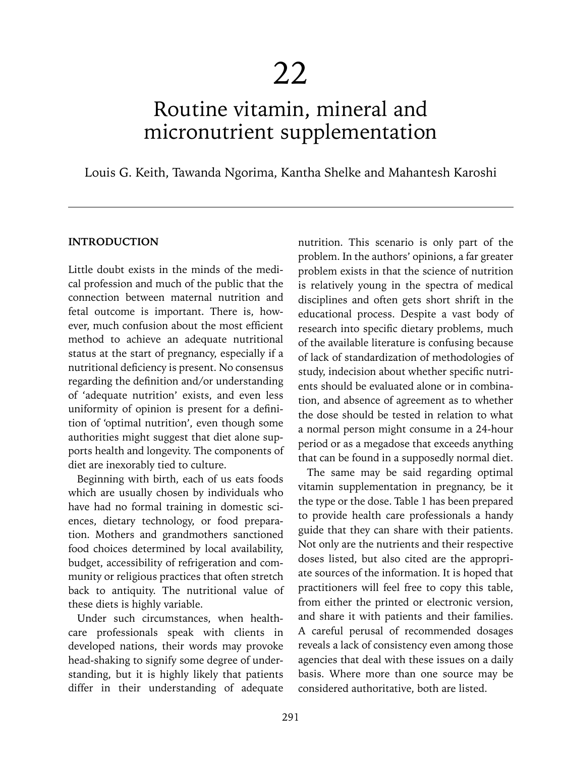# 22

# Routine vitamin, mineral and micronutrient supplementation

Louis G. Keith, Tawanda Ngorima, Kantha Shelke and Mahantesh Karoshi

## INTRODUCTION

Little doubt exists in the minds of the medical profession and much of the public that the connection between maternal nutrition and fetal outcome is important. There is, however, much confusion about the most efficient method to achieve an adequate nutritional status at the start of pregnancy, especially if a nutritional deficiency is present. No consensus regarding the definition and/or understanding of 'adequate nutrition' exists, and even less uniformity of opinion is present for a definition of 'optimal nutrition', even though some authorities might suggest that diet alone supports health and longevity. The components of diet are inexorably tied to culture.

Beginning with birth, each of us eats foods which are usually chosen by individuals who have had no formal training in domestic sciences, dietary technology, or food preparation. Mothers and grandmothers sanctioned food choices determined by local availability, budget, accessibility of refrigeration and community or religious practices that often stretch back to antiquity. The nutritional value of these diets is highly variable.

Under such circumstances, when health-care professionals speak with clients in developed nations, their words may provoke head-shaking to signify some degree of understanding, but it is highly likely that patients differ in their understanding of adequate nutrition. This scenario is only part of the problem. In the authors' opinions, a far greater problem exists in that the science of nutrition is relatively young in the spectra of medical disciplines and often gets short shrift in the educational process. Despite a vast body of research into specific dietary problems, much of the available literature is confusing because of lack of standardization of methodologies of study, indecision about whether specific nutrients should be evaluated alone or in combination, and absence of agreement as to whether the dose should be tested in relation to what a normal person might consume in a 24-hour period or as a megadose that exceeds anything that can be found in a supposedly normal diet.

The same may be said regarding optimal vitamin supplementation in pregnancy, be it the type or the dose. Table 1 has been prepared to provide health care professionals a handy guide that they can share with their patients. Not only are the nutrients and their respective doses listed, but also cited are the appropriate sources of the information. It is hoped that practitioners will feel free to copy this table, from either the printed or electronic version, and share it with patients and their families. A careful perusal of recommended dosages reveals a lack of consistency even among those agencies that deal with these issues on a daily basis. Where more than one source may be considered authoritative, both are listed.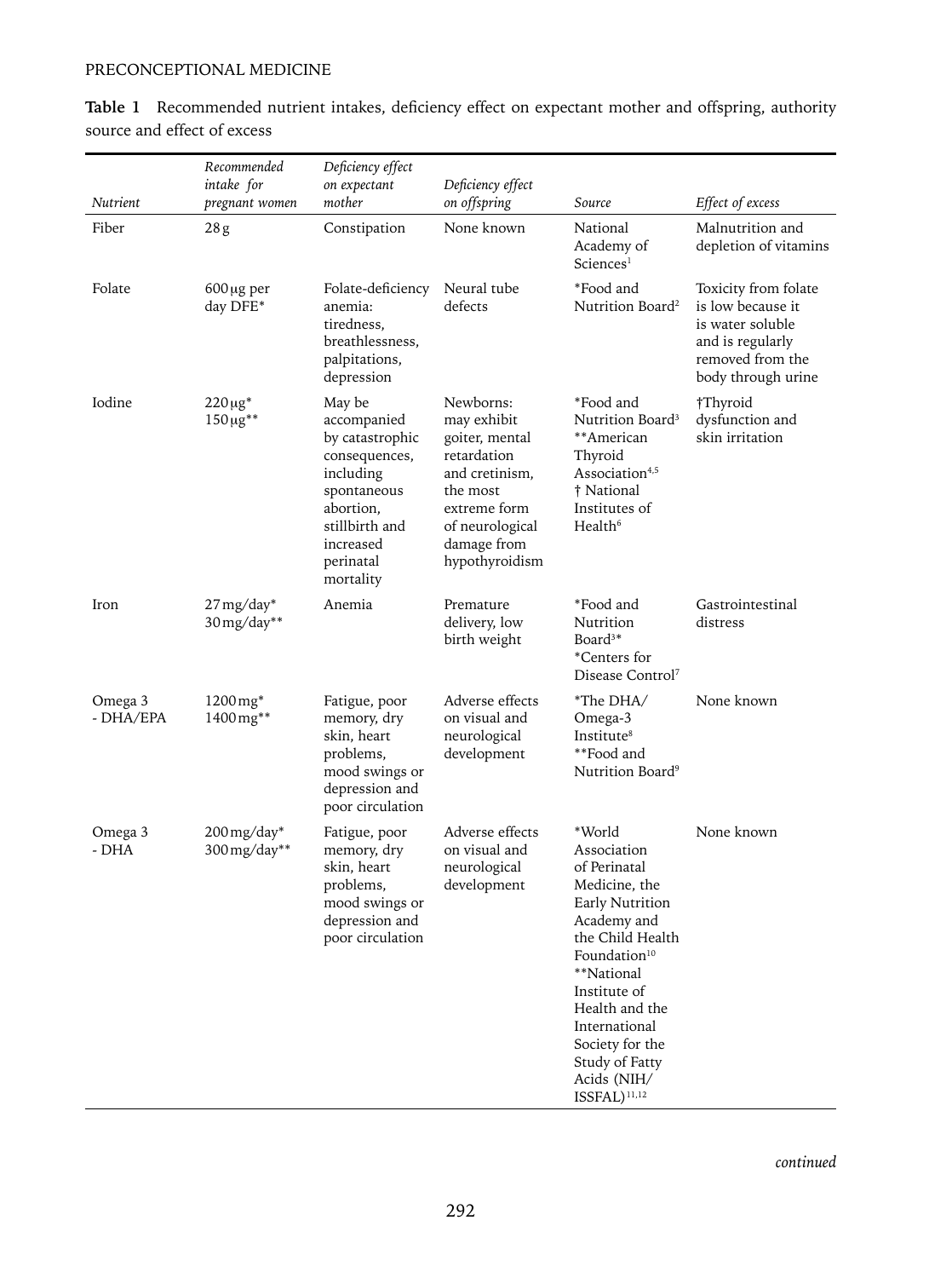**Table 1** Recommended nutrient intakes, deficiency effect on expectant mother and offspring, authority source and effect of excess

| *Nutrient* | *Recommended intake for pregnant women* | *Deficiency effect on expectant mother* | *Deficiency effect on offspring* | *Source* | *Effect of excess* |
|---|---|---|---|---|---|
| Fiber | 28 g | Constipation | None known | National Academy of Sciences[1] | Malnutrition and depletion of vitamins |
| Folate | 600 μg per day DFE* | Folate-deficiency anemia: tiredness, breathlessness, palpitations, depression | Neural tube defects | *Food and Nutrition Board[2] | Toxicity from folate is low because it is water soluble and is regularly removed from the body through urine |
| Iodine | 220 μg* 150 μg** | May be accompanied by catastrophic consequences, including spontaneous abortion, stillbirth and increased perinatal mortality | Newborns: may exhibit goiter, mental retardation and cretinism, the most extreme form of neurological damage from hypothyroidism | *Food and Nutrition Board[3] **American Thyroid Association[4,5] † National Institutes of Health[6] | †Thyroid dysfunction and skin irritation |
| Iron | 27 mg/day* 30 mg/day** | Anemia | Premature delivery, low birth weight | *Food and Nutrition Board[3]* *Centers for Disease Control[7] | Gastrointestinal distress |
| Omega 3 - DHA/EPA | 1200 mg* 1400 mg** | Fatigue, poor memory, dry skin, heart problems, mood swings or depression and poor circulation | Adverse effects on visual and neurological development | *The DHA/ Omega-3 Institute[8] **Food and Nutrition Board[9] | None known |
| Omega 3 - DHA | 200 mg/day* 300 mg/day** | Fatigue, poor memory, dry skin, heart problems, mood swings or depression and poor circulation | Adverse effects on visual and neurological development | *World Association of Perinatal Medicine, the Early Nutrition Academy and the Child Health Foundation[10] **National Institute of Health and the International Society for the Study of Fatty Acids (NIH/ ISSFAL)[11,12] | None known |

*continued*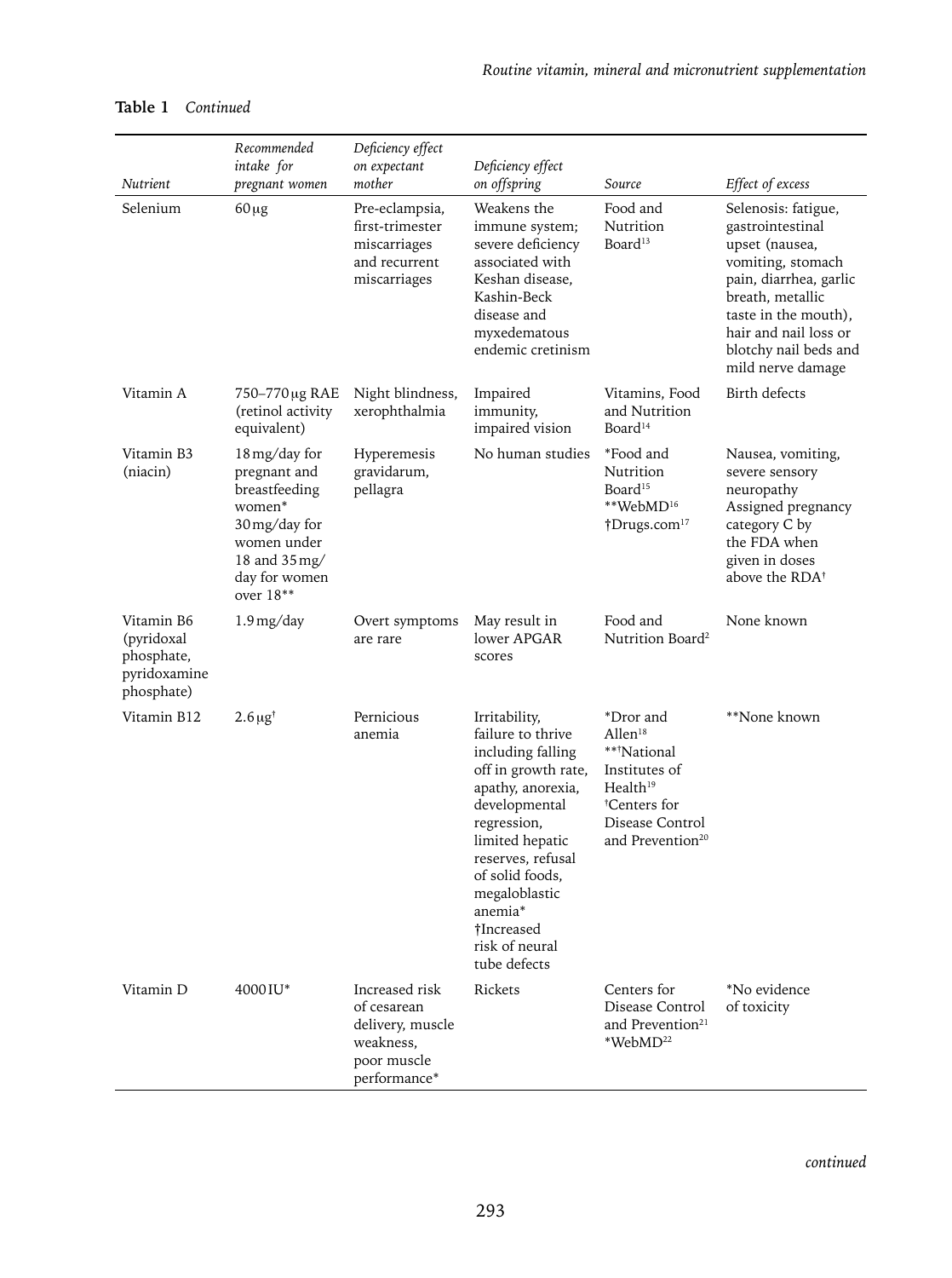**Table 1** *Continued*

| *Nutrient* | *Recommended intake for pregnant women* | *Deficiency effect on expectant mother* | *Deficiency effect on offspring* | *Source* | *Effect of excess* |
|---|---|---|---|---|---|
| Selenium | 60 μg | Pre-eclampsia, first-trimester miscarriages and recurrent miscarriages | Weakens the immune system; severe deficiency associated with Keshan disease, Kashin-Beck disease and myxedematous endemic cretinism | Food and Nutrition Board[13] | Selenosis: fatigue, gastrointestinal upset (nausea, vomiting, stomach pain, diarrhea, garlic breath, metallic taste in the mouth), hair and nail loss or blotchy nail beds and mild nerve damage |
| Vitamin A | 750–770 μg RAE (retinol activity equivalent) | Night blindness, xerophthalmia | Impaired immunity, impaired vision | Vitamins, Food and Nutrition Board[14] | Birth defects |
| Vitamin B3 (niacin) | 18 mg/day for pregnant and breastfeeding women* 30 mg/day for women under 18 and 35 mg/day for women over 18** | Hyperemesis gravidarum, pellagra | No human studies | *Food and Nutrition Board[15] **WebMD[16] †Drugs.com[17] | Nausea, vomiting, severe sensory neuropathy Assigned pregnancy category C by the FDA when given in doses above the RDA† |
| Vitamin B6 (pyridoxal phosphate, pyridoxamine phosphate) | 1.9 mg/day | Overt symptoms are rare | May result in lower APGAR scores | Food and Nutrition Board[2] | None known |
| Vitamin B12 | 2.6 μg† | Pernicious anemia | Irritability, failure to thrive including falling off in growth rate, apathy, anorexia, developmental regression, limited hepatic reserves, refusal of solid foods, megaloblastic anemia* †Increased risk of neural tube defects | *Dror and Allen[18] **†National Institutes of Health[19] †Centers for Disease Control and Prevention[20] | **None known |
| Vitamin D | 4000 IU* | Increased risk of cesarean delivery, muscle weakness, poor muscle performance* | Rickets | Centers for Disease Control and Prevention[21] *WebMD[22] | *No evidence of toxicity |

*continued*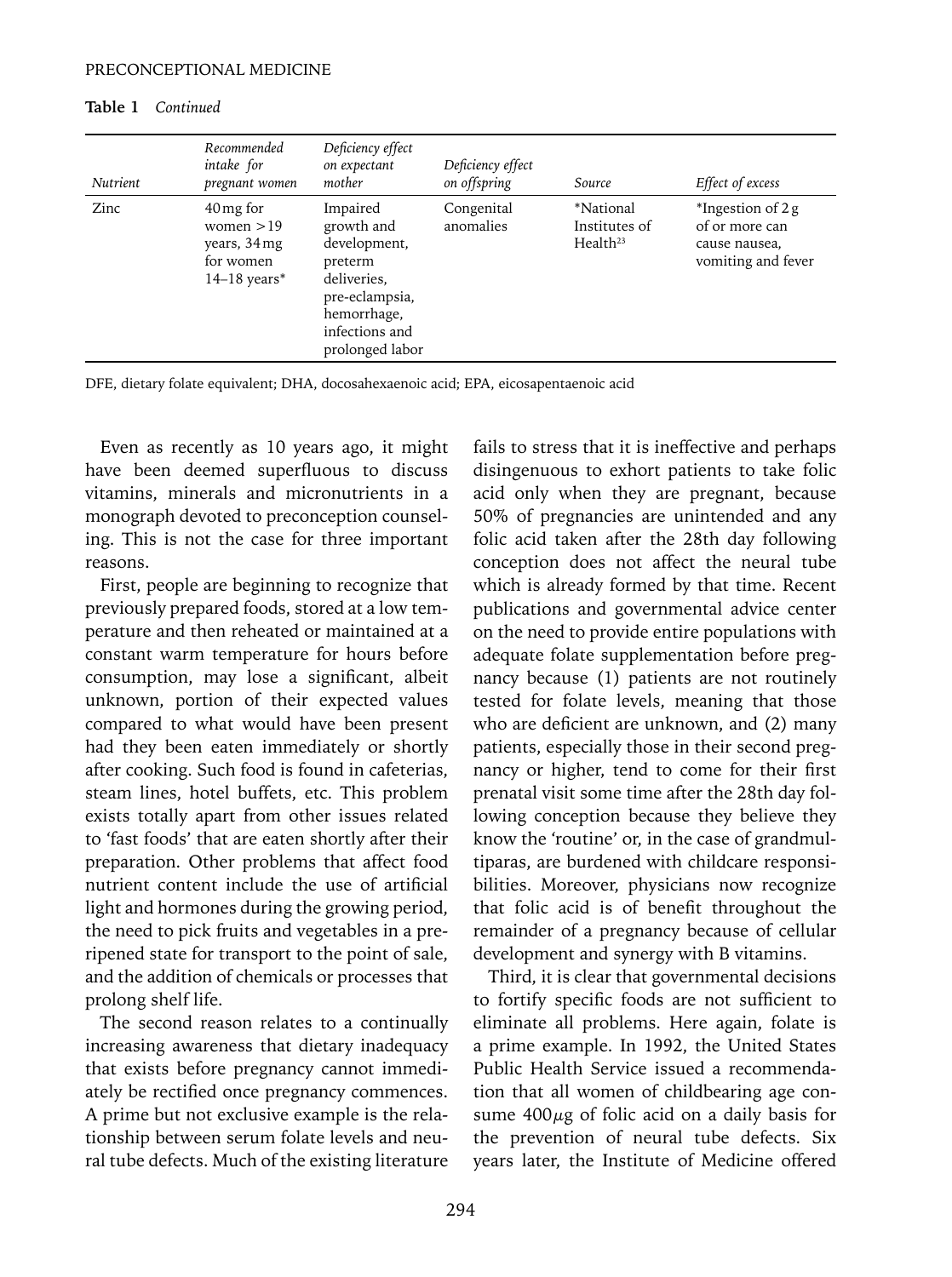**Table 1** *Continued*

| *Nutrient* | *Recommended intake for pregnant women* | *Deficiency effect on expectant mother* | *Deficiency effect on offspring* | *Source* | *Effect of excess* |
|---|---|---|---|---|---|
| Zinc | 40 mg for women >19 years, 34 mg for women 14–18 years* | Impaired growth and development, preterm deliveries, pre-eclampsia, hemorrhage, infections and prolonged labor | Congenital anomalies | *National Institutes of Health[23] | *Ingestion of 2 g of or more can cause nausea, vomiting and fever |

DFE, dietary folate equivalent; DHA, docosahexaenoic acid; EPA, eicosapentaenoic acid

Even as recently as 10 years ago, it might have been deemed superfluous to discuss vitamins, minerals and micronutrients in a monograph devoted to preconception counseling. This is not the case for three important reasons.

First, people are beginning to recognize that previously prepared foods, stored at a low temperature and then reheated or maintained at a constant warm temperature for hours before consumption, may lose a significant, albeit unknown, portion of their expected values compared to what would have been present had they been eaten immediately or shortly after cooking. Such food is found in cafeterias, steam lines, hotel buffets, etc. This problem exists totally apart from other issues related to 'fast foods' that are eaten shortly after their preparation. Other problems that affect food nutrient content include the use of artificial light and hormones during the growing period, the need to pick fruits and vegetables in a preripened state for transport to the point of sale, and the addition of chemicals or processes that prolong shelf life.

The second reason relates to a continually increasing awareness that dietary inadequacy that exists before pregnancy cannot immediately be rectified once pregnancy commences. A prime but not exclusive example is the relationship between serum folate levels and neural tube defects. Much of the existing literature fails to stress that it is ineffective and perhaps disingenuous to exhort patients to take folic acid only when they are pregnant, because 50% of pregnancies are unintended and any folic acid taken after the 28th day following conception does not affect the neural tube which is already formed by that time. Recent publications and governmental advice center on the need to provide entire populations with adequate folate supplementation before pregnancy because (1) patients are not routinely tested for folate levels, meaning that those who are deficient are unknown, and (2) many patients, especially those in their second pregnancy or higher, tend to come for their first prenatal visit some time after the 28th day following conception because they believe they know the 'routine' or, in the case of grandmultiparas, are burdened with childcare responsibilities. Moreover, physicians now recognize that folic acid is of benefit throughout the remainder of a pregnancy because of cellular development and synergy with B vitamins.

Third, it is clear that governmental decisions to fortify specific foods are not sufficient to eliminate all problems. Here again, folate is a prime example. In 1992, the United States Public Health Service issued a recommendation that all women of childbearing age consume 400 $\mu$g of folic acid on a daily basis for the prevention of neural tube defects. Six years later, the Institute of Medicine offered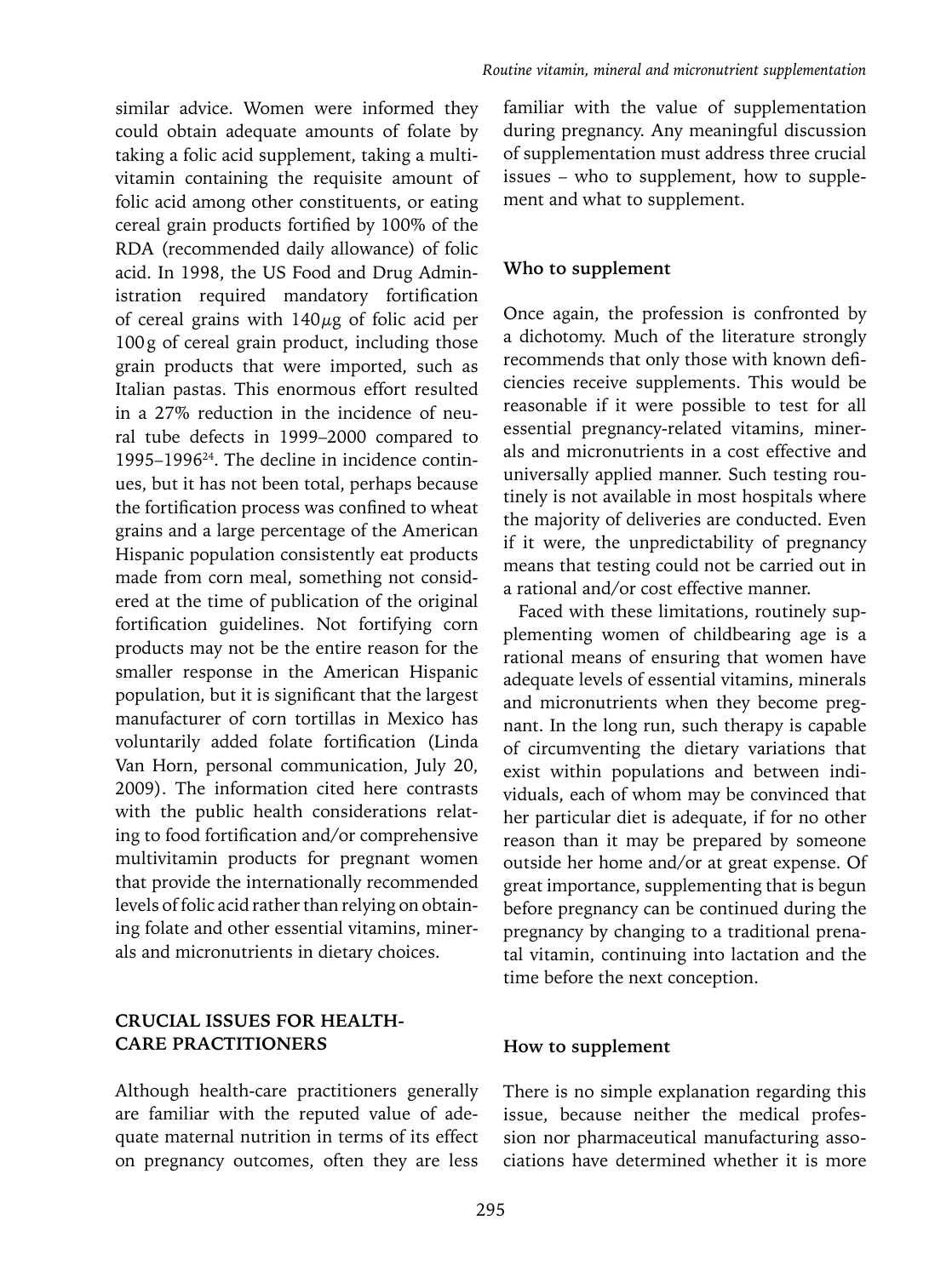similar advice. Women were informed they could obtain adequate amounts of folate by taking a folic acid supplement, taking a multivitamin containing the requisite amount of folic acid among other constituents, or eating cereal grain products fortified by 100% of the RDA (recommended daily allowance) of folic acid. In 1998, the US Food and Drug Administration required mandatory fortification of cereal grains with 140$\mu$g of folic acid per 100 g of cereal grain product, including those grain products that were imported, such as Italian pastas. This enormous effort resulted in a 27% reduction in the incidence of neural tube defects in 1999–2000 compared to 1995–1996[24]. The decline in incidence continues, but it has not been total, perhaps because the fortification process was confined to wheat grains and a large percentage of the American Hispanic population consistently eat products made from corn meal, something not considered at the time of publication of the original fortification guidelines. Not fortifying corn products may not be the entire reason for the smaller response in the American Hispanic population, but it is significant that the largest manufacturer of corn tortillas in Mexico has voluntarily added folate fortification (Linda Van Horn, personal communication, July 20, 2009). The information cited here contrasts with the public health considerations relating to food fortification and/or comprehensive multivitamin products for pregnant women that provide the internationally recommended levels of folic acid rather than relying on obtaining folate and other essential vitamins, minerals and micronutrients in dietary choices.

## CRUCIAL ISSUES FOR HEALTH-CARE PRACTITIONERS

Although health-care practitioners generally are familiar with the reputed value of adequate maternal nutrition in terms of its effect on pregnancy outcomes, often they are less familiar with the value of supplementation during pregnancy. Any meaningful discussion of supplementation must address three crucial issues – who to supplement, how to supplement and what to supplement.

### Who to supplement

Once again, the profession is confronted by a dichotomy. Much of the literature strongly recommends that only those with known deficiencies receive supplements. This would be reasonable if it were possible to test for all essential pregnancy-related vitamins, minerals and micronutrients in a cost effective and universally applied manner. Such testing routinely is not available in most hospitals where the majority of deliveries are conducted. Even if it were, the unpredictability of pregnancy means that testing could not be carried out in a rational and/or cost effective manner.

Faced with these limitations, routinely supplementing women of childbearing age is a rational means of ensuring that women have adequate levels of essential vitamins, minerals and micronutrients when they become pregnant. In the long run, such therapy is capable of circumventing the dietary variations that exist within populations and between individuals, each of whom may be convinced that her particular diet is adequate, if for no other reason than it may be prepared by someone outside her home and/or at great expense. Of great importance, supplementing that is begun before pregnancy can be continued during the pregnancy by changing to a traditional prenatal vitamin, continuing into lactation and the time before the next conception.

### How to supplement

There is no simple explanation regarding this issue, because neither the medical profession nor pharmaceutical manufacturing associations have determined whether it is more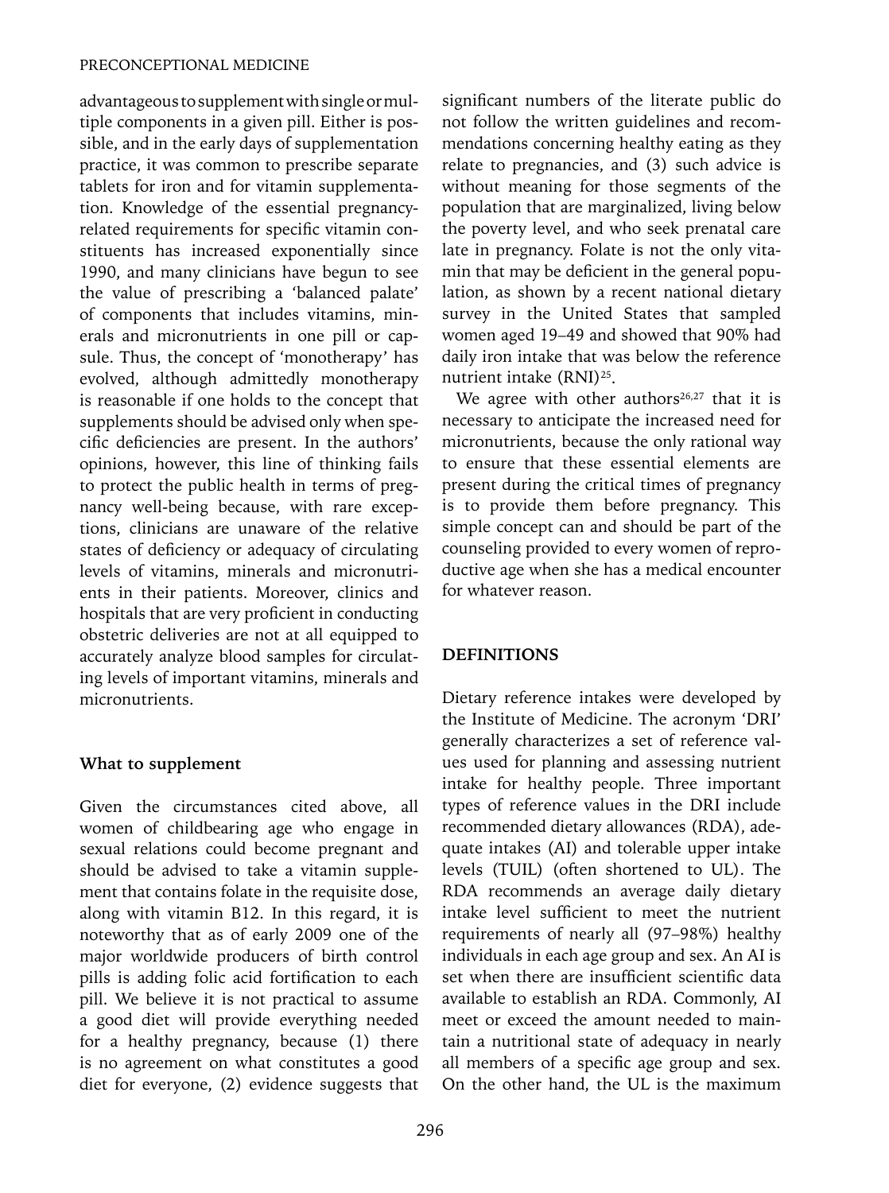advantageous to supplement with single or multiple components in a given pill. Either is possible, and in the early days of supplementation practice, it was common to prescribe separate tablets for iron and for vitamin supplementation. Knowledge of the essential pregnancy-related requirements for specific vitamin constituents has increased exponentially since 1990, and many clinicians have begun to see the value of prescribing a 'balanced palate' of components that includes vitamins, minerals and micronutrients in one pill or capsule. Thus, the concept of 'monotherapy' has evolved, although admittedly monotherapy is reasonable if one holds to the concept that supplements should be advised only when specific deficiencies are present. In the authors' opinions, however, this line of thinking fails to protect the public health in terms of pregnancy well-being because, with rare exceptions, clinicians are unaware of the relative states of deficiency or adequacy of circulating levels of vitamins, minerals and micronutrients in their patients. Moreover, clinics and hospitals that are very proficient in conducting obstetric deliveries are not at all equipped to accurately analyze blood samples for circulating levels of important vitamins, minerals and micronutrients.

### What to supplement

Given the circumstances cited above, all women of childbearing age who engage in sexual relations could become pregnant and should be advised to take a vitamin supplement that contains folate in the requisite dose, along with vitamin B12. In this regard, it is noteworthy that as of early 2009 one of the major worldwide producers of birth control pills is adding folic acid fortification to each pill. We believe it is not practical to assume a good diet will provide everything needed for a healthy pregnancy, because (1) there is no agreement on what constitutes a good diet for everyone, (2) evidence suggests that significant numbers of the literate public do not follow the written guidelines and recommendations concerning healthy eating as they relate to pregnancies, and (3) such advice is without meaning for those segments of the population that are marginalized, living below the poverty level, and who seek prenatal care late in pregnancy. Folate is not the only vitamin that may be deficient in the general population, as shown by a recent national dietary survey in the United States that sampled women aged 19–49 and showed that 90% had daily iron intake that was below the reference nutrient intake (RNI)[25].

We agree with other authors[26,27] that it is necessary to anticipate the increased need for micronutrients, because the only rational way to ensure that these essential elements are present during the critical times of pregnancy is to provide them before pregnancy. This simple concept can and should be part of the counseling provided to every women of reproductive age when she has a medical encounter for whatever reason.

## DEFINITIONS

Dietary reference intakes were developed by the Institute of Medicine. The acronym 'DRI' generally characterizes a set of reference values used for planning and assessing nutrient intake for healthy people. Three important types of reference values in the DRI include recommended dietary allowances (RDA), adequate intakes (AI) and tolerable upper intake levels (TUIL) (often shortened to UL). The RDA recommends an average daily dietary intake level sufficient to meet the nutrient requirements of nearly all (97–98%) healthy individuals in each age group and sex. An AI is set when there are insufficient scientific data available to establish an RDA. Commonly, AI meet or exceed the amount needed to maintain a nutritional state of adequacy in nearly all members of a specific age group and sex. On the other hand, the UL is the maximum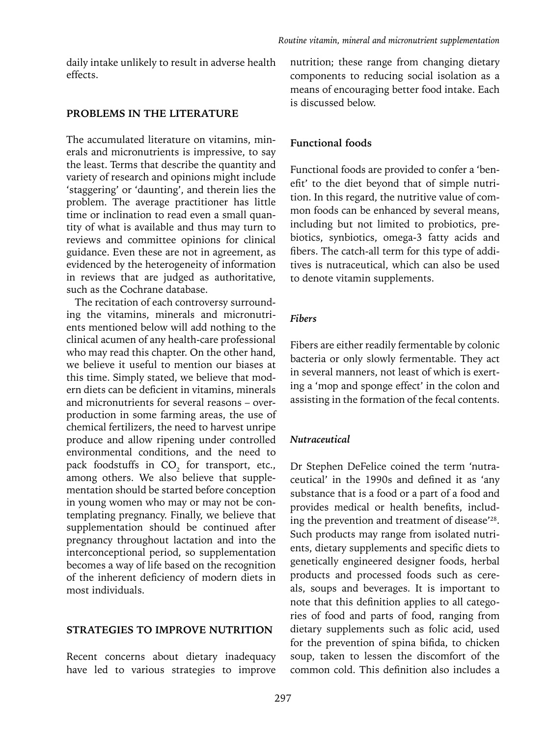daily intake unlikely to result in adverse health effects.

## PROBLEMS IN THE LITERATURE

The accumulated literature on vitamins, minerals and micronutrients is impressive, to say the least. Terms that describe the quantity and variety of research and opinions might include 'staggering' or 'daunting', and therein lies the problem. The average practitioner has little time or inclination to read even a small quantity of what is available and thus may turn to reviews and committee opinions for clinical guidance. Even these are not in agreement, as evidenced by the heterogeneity of information in reviews that are judged as authoritative, such as the Cochrane database.

The recitation of each controversy surrounding the vitamins, minerals and micronutrients mentioned below will add nothing to the clinical acumen of any health-care professional who may read this chapter. On the other hand, we believe it useful to mention our biases at this time. Simply stated, we believe that modern diets can be deficient in vitamins, minerals and micronutrients for several reasons – overproduction in some farming areas, the use of chemical fertilizers, the need to harvest unripe produce and allow ripening under controlled environmental conditions, and the need to pack foodstuffs in $CO_2$ for transport, etc., among others. We also believe that supplementation should be started before conception in young women who may or may not be contemplating pregnancy. Finally, we believe that supplementation should be continued after pregnancy throughout lactation and into the interconceptional period, so supplementation becomes a way of life based on the recognition of the inherent deficiency of modern diets in most individuals.

## STRATEGIES TO IMPROVE NUTRITION

Recent concerns about dietary inadequacy have led to various strategies to improve nutrition; these range from changing dietary components to reducing social isolation as a means of encouraging better food intake. Each is discussed below.

### Functional foods

Functional foods are provided to confer a 'benefit' to the diet beyond that of simple nutrition. In this regard, the nutritive value of common foods can be enhanced by several means, including but not limited to probiotics, prebiotics, synbiotics, omega-3 fatty acids and fibers. The catch-all term for this type of additives is nutraceutical, which can also be used to denote vitamin supplements.

#### *Fibers*

Fibers are either readily fermentable by colonic bacteria or only slowly fermentable. They act in several manners, not least of which is exerting a 'mop and sponge effect' in the colon and assisting in the formation of the fecal contents.

#### *Nutraceutical*

Dr Stephen DeFelice coined the term 'nutraceutical' in the 1990s and defined it as 'any substance that is a food or a part of a food and provides medical or health benefits, including the prevention and treatment of disease'[28]. Such products may range from isolated nutrients, dietary supplements and specific diets to genetically engineered designer foods, herbal products and processed foods such as cereals, soups and beverages. It is important to note that this definition applies to all categories of food and parts of food, ranging from dietary supplements such as folic acid, used for the prevention of spina bifida, to chicken soup, taken to lessen the discomfort of the common cold. This definition also includes a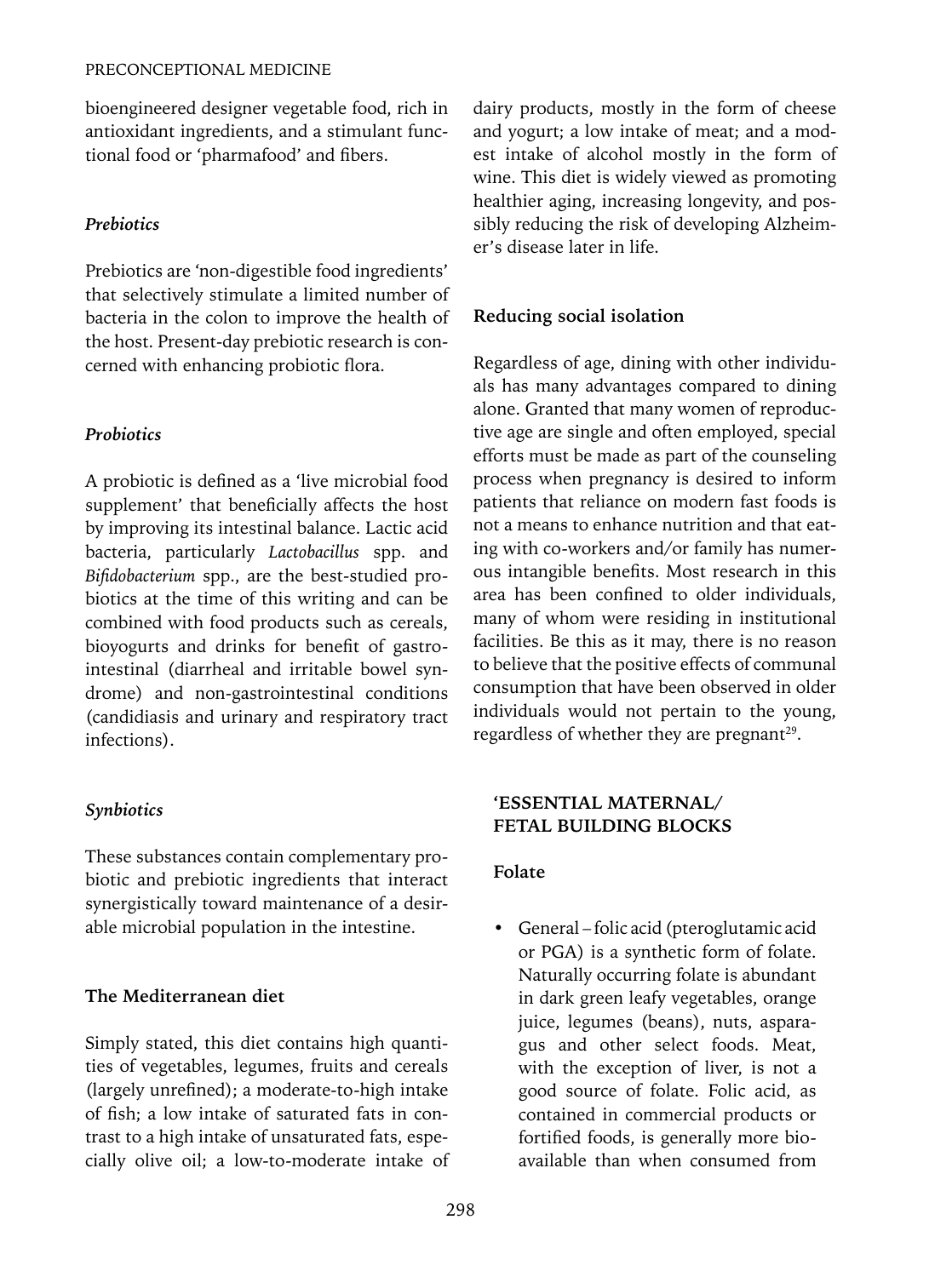bioengineered designer vegetable food, rich in antioxidant ingredients, and a stimulant functional food or 'pharmafood' and fibers.

#### *Prebiotics*

Prebiotics are 'non-digestible food ingredients' that selectively stimulate a limited number of bacteria in the colon to improve the health of the host. Present-day prebiotic research is concerned with enhancing probiotic flora.

#### *Probiotics*

A probiotic is defined as a 'live microbial food supplement' that beneficially affects the host by improving its intestinal balance. Lactic acid bacteria, particularly *Lactobacillus* spp. and *Bifidobacterium* spp., are the best-studied probiotics at the time of this writing and can be combined with food products such as cereals, bioyogurts and drinks for benefit of gastrointestinal (diarrheal and irritable bowel syndrome) and non-gastrointestinal conditions (candidiasis and urinary and respiratory tract infections).

#### *Synbiotics*

These substances contain complementary probiotic and prebiotic ingredients that interact synergistically toward maintenance of a desirable microbial population in the intestine.

### The Mediterranean diet

Simply stated, this diet contains high quantities of vegetables, legumes, fruits and cereals (largely unrefined); a moderate-to-high intake of fish; a low intake of saturated fats in contrast to a high intake of unsaturated fats, especially olive oil; a low-to-moderate intake of dairy products, mostly in the form of cheese and yogurt; a low intake of meat; and a modest intake of alcohol mostly in the form of wine. This diet is widely viewed as promoting healthier aging, increasing longevity, and possibly reducing the risk of developing Alzheimer's disease later in life.

### Reducing social isolation

Regardless of age, dining with other individuals has many advantages compared to dining alone. Granted that many women of reproductive age are single and often employed, special efforts must be made as part of the counseling process when pregnancy is desired to inform patients that reliance on modern fast foods is not a means to enhance nutrition and that eating with co-workers and/or family has numerous intangible benefits. Most research in this area has been confined to older individuals, many of whom were residing in institutional facilities. Be this as it may, there is no reason to believe that the positive effects of communal consumption that have been observed in older individuals would not pertain to the young, regardless of whether they are pregnant[29].

## 'ESSENTIAL MATERNAL/ FETAL BUILDING BLOCKS

### Folate

- General – folic acid (pteroglutamic acid or PGA) is a synthetic form of folate. Naturally occurring folate is abundant in dark green leafy vegetables, orange juice, legumes (beans), nuts, asparagus and other select foods. Meat, with the exception of liver, is not a good source of folate. Folic acid, as contained in commercial products or fortified foods, is generally more bioavailable than when consumed from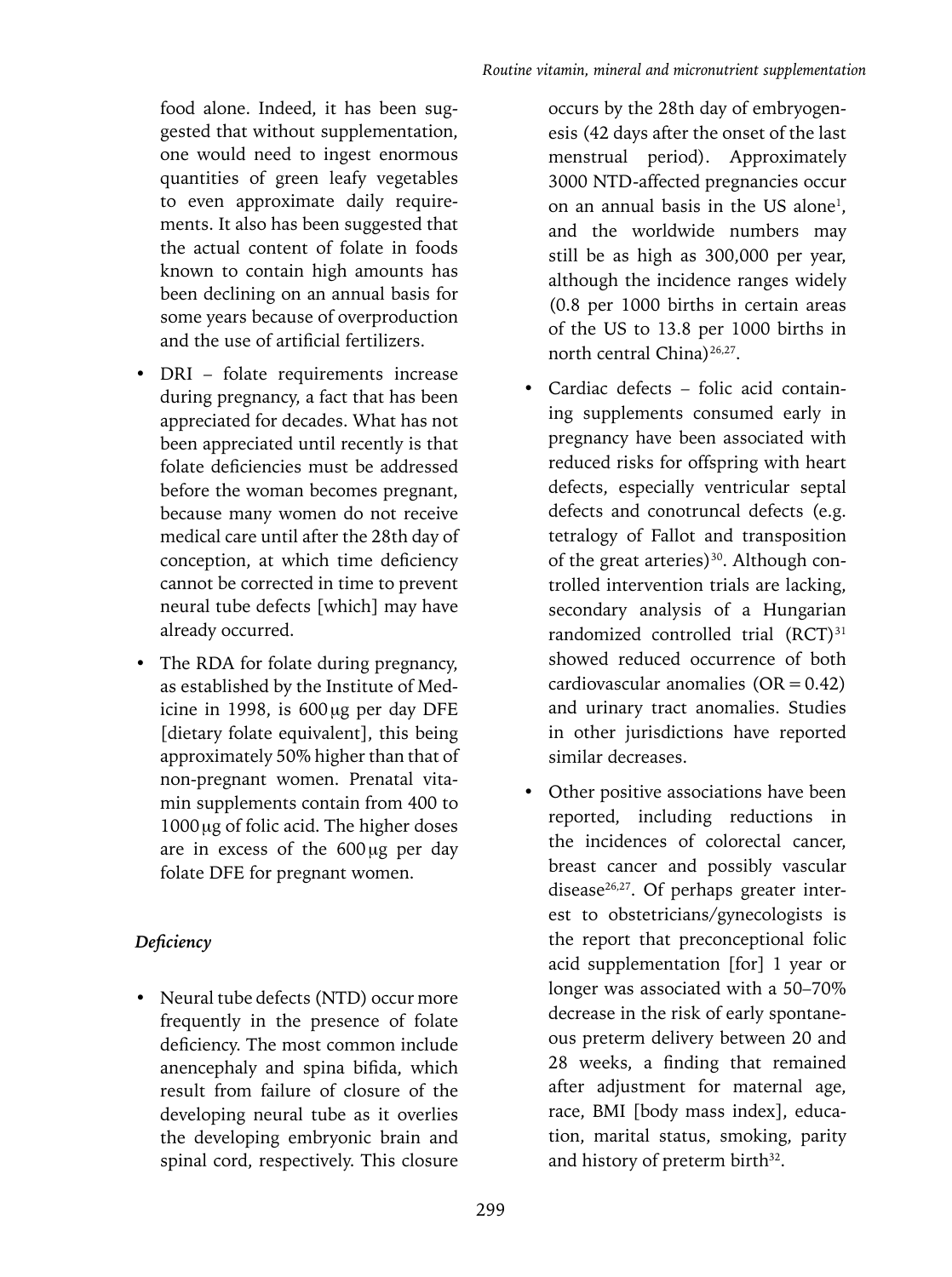food alone. Indeed, it has been suggested that without supplementation, one would need to ingest enormous quantities of green leafy vegetables to even approximate daily requirements. It also has been suggested that the actual content of folate in foods known to contain high amounts has been declining on an annual basis for some years because of overproduction and the use of artificial fertilizers.

- DRI – folate requirements increase during pregnancy, a fact that has been appreciated for decades. What has not been appreciated until recently is that folate deficiencies must be addressed before the woman becomes pregnant, because many women do not receive medical care until after the 28th day of conception, at which time deficiency cannot be corrected in time to prevent neural tube defects [which] may have already occurred.
- The RDA for folate during pregnancy, as established by the Institute of Medicine in 1998, is 600 μg per day DFE [dietary folate equivalent], this being approximately 50% higher than that of non-pregnant women. Prenatal vitamin supplements contain from 400 to 1000 μg of folic acid. The higher doses are in excess of the 600 μg per day folate DFE for pregnant women.

### *Deficiency*

- Neural tube defects (NTD) occur more frequently in the presence of folate deficiency. The most common include anencephaly and spina bifida, which result from failure of closure of the developing neural tube as it overlies the developing embryonic brain and spinal cord, respectively. This closure occurs by the 28th day of embryogenesis (42 days after the onset of the last menstrual period). Approximately 3000 NTD-affected pregnancies occur on an annual basis in the US alone[1], and the worldwide numbers may still be as high as 300,000 per year, although the incidence ranges widely (0.8 per 1000 births in certain areas of the US to 13.8 per 1000 births in north central China)[26,27].
- Cardiac defects – folic acid containing supplements consumed early in pregnancy have been associated with reduced risks for offspring with heart defects, especially ventricular septal defects and conotruncal defects (e.g. tetralogy of Fallot and transposition of the great arteries)[30]. Although controlled intervention trials are lacking, secondary analysis of a Hungarian randomized controlled trial (RCT)[31] showed reduced occurrence of both cardiovascular anomalies (OR = 0.42) and urinary tract anomalies. Studies in other jurisdictions have reported similar decreases.
- Other positive associations have been reported, including reductions in the incidences of colorectal cancer, breast cancer and possibly vascular disease[26,27]. Of perhaps greater interest to obstetricians/gynecologists is the report that preconceptional folic acid supplementation [for] 1 year or longer was associated with a 50–70% decrease in the risk of early spontaneous preterm delivery between 20 and 28 weeks, a finding that remained after adjustment for maternal age, race, BMI [body mass index], education, marital status, smoking, parity and history of preterm birth[32].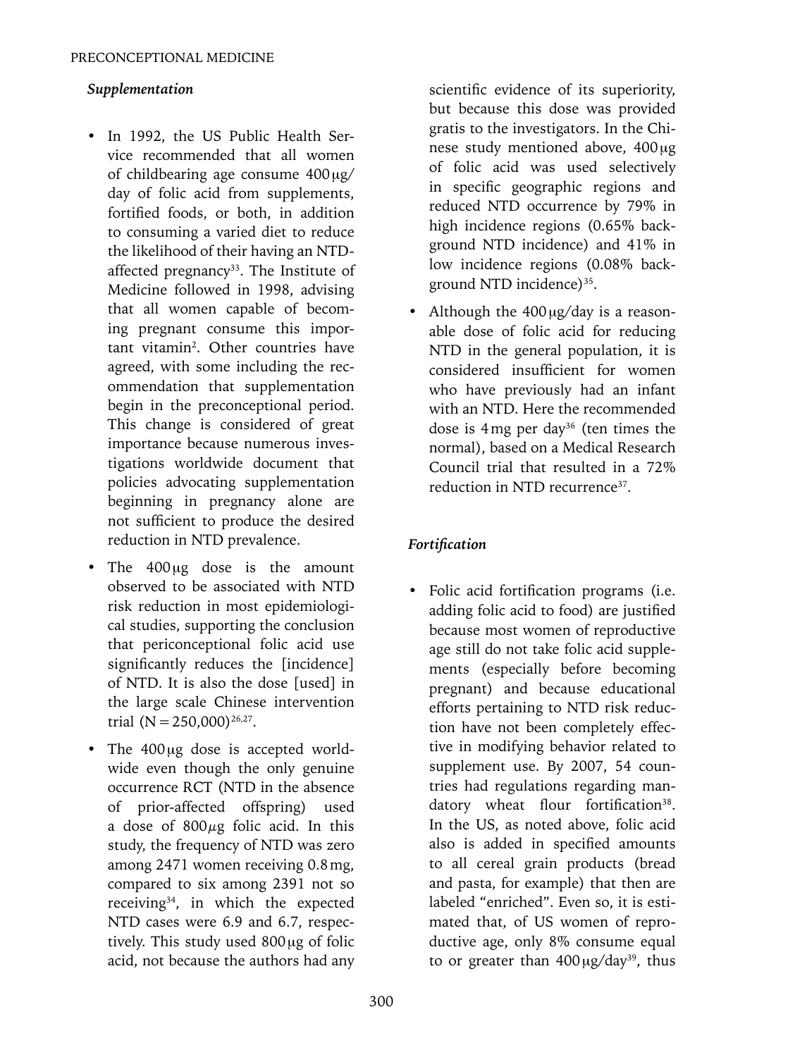### *Supplementation*

- In 1992, the US Public Health Service recommended that all women of childbearing age consume 400 μg/day of folic acid from supplements, fortified foods, or both, in addition to consuming a varied diet to reduce the likelihood of their having an NTD-affected pregnancy[33]. The Institute of Medicine followed in 1998, advising that all women capable of becoming pregnant consume this important vitamin[2]. Other countries have agreed, with some including the recommendation that supplementation begin in the preconceptional period. This change is considered of great importance because numerous investigations worldwide document that policies advocating supplementation beginning in pregnancy alone are not sufficient to produce the desired reduction in NTD prevalence.
- The 400 μg dose is the amount observed to be associated with NTD risk reduction in most epidemiological studies, supporting the conclusion that periconceptional folic acid use significantly reduces the [incidence] of NTD. It is also the dose [used] in the large scale Chinese intervention trial (N = 250,000)[26,27].
- The 400 μg dose is accepted worldwide even though the only genuine occurrence RCT (NTD in the absence of prior-affected offspring) used a dose of 800 μg folic acid. In this study, the frequency of NTD was zero among 2471 women receiving 0.8 mg, compared to six among 2391 not so receiving[34], in which the expected NTD cases were 6.9 and 6.7, respectively. This study used 800 μg of folic acid, not because the authors had any scientific evidence of its superiority, but because this dose was provided gratis to the investigators. In the Chinese study mentioned above, 400 μg of folic acid was used selectively in specific geographic regions and reduced NTD occurrence by 79% in high incidence regions (0.65% background NTD incidence) and 41% in low incidence regions (0.08% background NTD incidence)[35].
- Although the 400 μg/day is a reasonable dose of folic acid for reducing NTD in the general population, it is considered insufficient for women who have previously had an infant with an NTD. Here the recommended dose is 4 mg per day[36] (ten times the normal), based on a Medical Research Council trial that resulted in a 72% reduction in NTD recurrence[37].

### *Fortification*

- Folic acid fortification programs (i.e. adding folic acid to food) are justified because most women of reproductive age still do not take folic acid supplements (especially before becoming pregnant) and because educational efforts pertaining to NTD risk reduction have not been completely effective in modifying behavior related to supplement use. By 2007, 54 countries had regulations regarding mandatory wheat flour fortification[38]. In the US, as noted above, folic acid also is added in specified amounts to all cereal grain products (bread and pasta, for example) that then are labeled "enriched". Even so, it is estimated that, of US women of reproductive age, only 8% consume equal to or greater than 400 μg/day[39], thus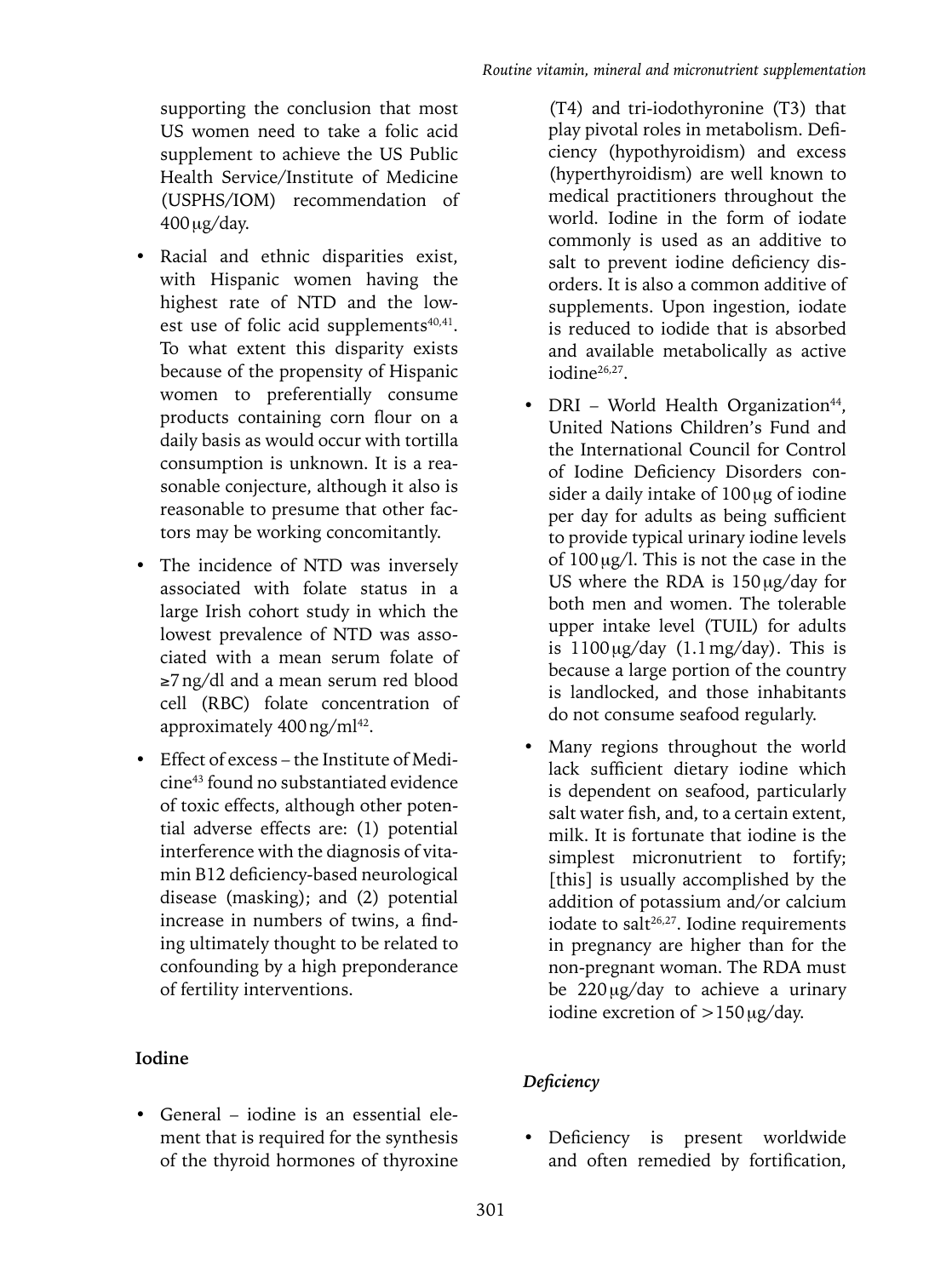supporting the conclusion that most US women need to take a folic acid supplement to achieve the US Public Health Service/Institute of Medicine (USPHS/IOM) recommendation of 400 μg/day.

- Racial and ethnic disparities exist, with Hispanic women having the highest rate of NTD and the lowest use of folic acid supplements[40,41]. To what extent this disparity exists because of the propensity of Hispanic women to preferentially consume products containing corn flour on a daily basis as would occur with tortilla consumption is unknown. It is a reasonable conjecture, although it also is reasonable to presume that other factors may be working concomitantly.
- The incidence of NTD was inversely associated with folate status in a large Irish cohort study in which the lowest prevalence of NTD was associated with a mean serum folate of ≥7 ng/dl and a mean serum red blood cell (RBC) folate concentration of approximately 400 ng/ml[42].
- Effect of excess – the Institute of Medicine[43] found no substantiated evidence of toxic effects, although other potential adverse effects are: (1) potential interference with the diagnosis of vitamin B12 deficiency-based neurological disease (masking); and (2) potential increase in numbers of twins, a finding ultimately thought to be related to confounding by a high preponderance of fertility interventions.

**Iodine**

- General – iodine is an essential element that is required for the synthesis of the thyroid hormones of thyroxine (T4) and tri-iodothyronine (T3) that play pivotal roles in metabolism. Deficiency (hypothyroidism) and excess (hyperthyroidism) are well known to medical practitioners throughout the world. Iodine in the form of iodate commonly is used as an additive to salt to prevent iodine deficiency disorders. It is also a common additive of supplements. Upon ingestion, iodate is reduced to iodide that is absorbed and available metabolically as active iodine[26,27].
- DRI – World Health Organization[44], United Nations Children's Fund and the International Council for Control of Iodine Deficiency Disorders consider a daily intake of 100 μg of iodine per day for adults as being sufficient to provide typical urinary iodine levels of 100 μg/l. This is not the case in the US where the RDA is 150 μg/day for both men and women. The tolerable upper intake level (TUIL) for adults is 1100 μg/day (1.1 mg/day). This is because a large portion of the country is landlocked, and those inhabitants do not consume seafood regularly.
- Many regions throughout the world lack sufficient dietary iodine which is dependent on seafood, particularly salt water fish, and, to a certain extent, milk. It is fortunate that iodine is the simplest micronutrient to fortify; [this] is usually accomplished by the addition of potassium and/or calcium iodate to salt[26,27]. Iodine requirements in pregnancy are higher than for the non-pregnant woman. The RDA must be 220 μg/day to achieve a urinary iodine excretion of >150 μg/day.

***Deficiency***

- Deficiency is present worldwide and often remedied by fortification,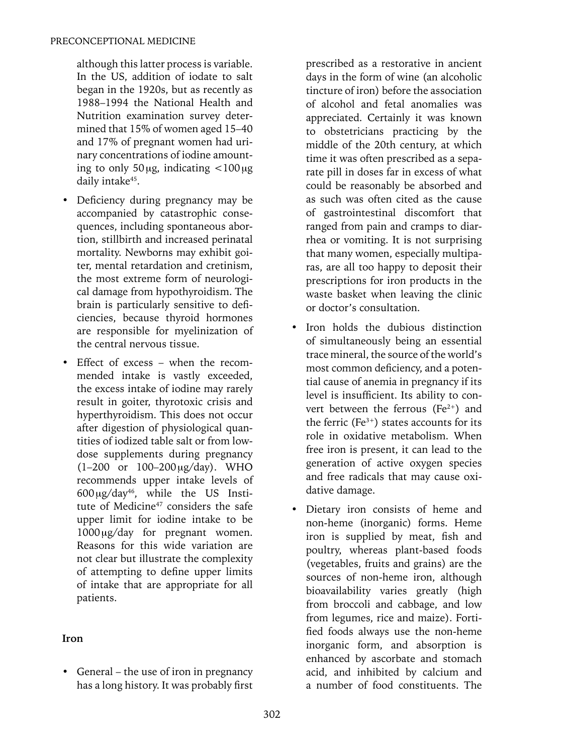although this latter process is variable. In the US, addition of iodate to salt began in the 1920s, but as recently as 1988–1994 the National Health and Nutrition examination survey determined that 15% of women aged 15–40 and 17% of pregnant women had urinary concentrations of iodine amounting to only 50 μg, indicating <100 μg daily intake[45].

- Deficiency during pregnancy may be accompanied by catastrophic consequences, including spontaneous abortion, stillbirth and increased perinatal mortality. Newborns may exhibit goiter, mental retardation and cretinism, the most extreme form of neurological damage from hypothyroidism. The brain is particularly sensitive to deficiencies, because thyroid hormones are responsible for myelinization of the central nervous tissue.
- Effect of excess – when the recommended intake is vastly exceeded, the excess intake of iodine may rarely result in goiter, thyrotoxic crisis and hyperthyroidism. This does not occur after digestion of physiological quantities of iodized table salt or from low-dose supplements during pregnancy (1–200 or 100–200 μg/day). WHO recommends upper intake levels of 600 μg/day[46], while the US Institute of Medicine[47] considers the safe upper limit for iodine intake to be 1000 μg/day for pregnant women. Reasons for this wide variation are not clear but illustrate the complexity of attempting to define upper limits of intake that are appropriate for all patients.

**Iron**

- General – the use of iron in pregnancy has a long history. It was probably first prescribed as a restorative in ancient days in the form of wine (an alcoholic tincture of iron) before the association of alcohol and fetal anomalies was appreciated. Certainly it was known to obstetricians practicing by the middle of the 20th century, at which time it was often prescribed as a separate pill in doses far in excess of what could be reasonably be absorbed and as such was often cited as the cause of gastrointestinal discomfort that ranged from pain and cramps to diarrhea or vomiting. It is not surprising that many women, especially multiparas, are all too happy to deposit their prescriptions for iron products in the waste basket when leaving the clinic or doctor's consultation.
- Iron holds the dubious distinction of simultaneously being an essential trace mineral, the source of the world's most common deficiency, and a potential cause of anemia in pregnancy if its level is insufficient. Its ability to convert between the ferrous ($Fe^{2+}$) and the ferric ($Fe^{3+}$) states accounts for its role in oxidative metabolism. When free iron is present, it can lead to the generation of active oxygen species and free radicals that may cause oxidative damage.
- Dietary iron consists of heme and non-heme (inorganic) forms. Heme iron is supplied by meat, fish and poultry, whereas plant-based foods (vegetables, fruits and grains) are the sources of non-heme iron, although bioavailability varies greatly (high from broccoli and cabbage, and low from legumes, rice and maize). Fortified foods always use the non-heme inorganic form, and absorption is enhanced by ascorbate and stomach acid, and inhibited by calcium and a number of food constituents. The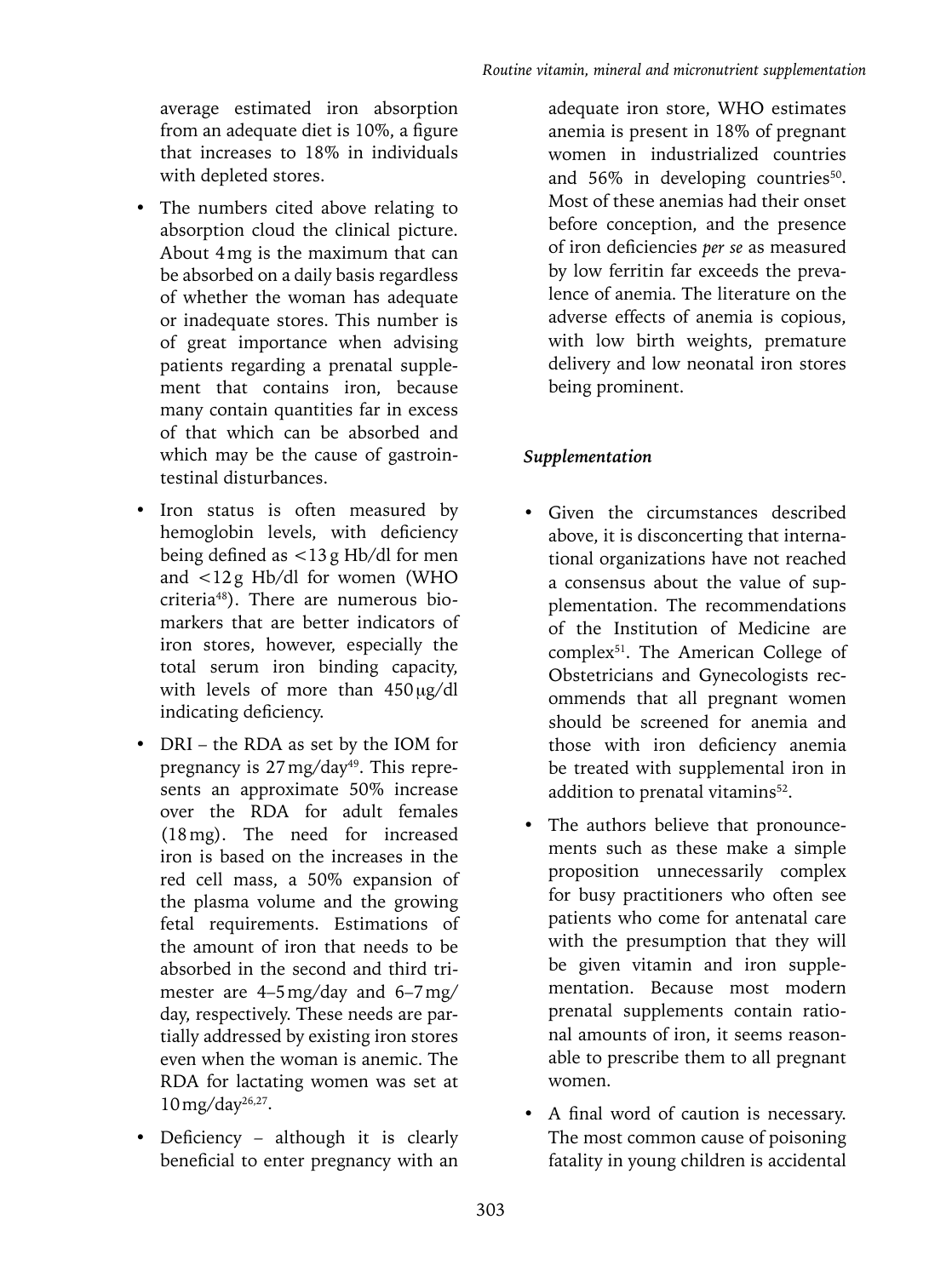average estimated iron absorption from an adequate diet is 10%, a figure that increases to 18% in individuals with depleted stores.

- The numbers cited above relating to absorption cloud the clinical picture. About 4 mg is the maximum that can be absorbed on a daily basis regardless of whether the woman has adequate or inadequate stores. This number is of great importance when advising patients regarding a prenatal supplement that contains iron, because many contain quantities far in excess of that which can be absorbed and which may be the cause of gastrointestinal disturbances.
- Iron status is often measured by hemoglobin levels, with deficiency being defined as <13 g Hb/dl for men and <12 g Hb/dl for women (WHO criteria[48]). There are numerous biomarkers that are better indicators of iron stores, however, especially the total serum iron binding capacity, with levels of more than 450 μg/dl indicating deficiency.
- DRI – the RDA as set by the IOM for pregnancy is 27 mg/day[49]. This represents an approximate 50% increase over the RDA for adult females (18 mg). The need for increased iron is based on the increases in the red cell mass, a 50% expansion of the plasma volume and the growing fetal requirements. Estimations of the amount of iron that needs to be absorbed in the second and third trimester are 4–5 mg/day and 6–7 mg/day, respectively. These needs are partially addressed by existing iron stores even when the woman is anemic. The RDA for lactating women was set at 10 mg/day[26,27].
- Deficiency – although it is clearly beneficial to enter pregnancy with an adequate iron store, WHO estimates anemia is present in 18% of pregnant women in industrialized countries and 56% in developing countries[50]. Most of these anemias had their onset before conception, and the presence of iron deficiencies *per se* as measured by low ferritin far exceeds the prevalence of anemia. The literature on the adverse effects of anemia is copious, with low birth weights, premature delivery and low neonatal iron stores being prominent.

### *Supplementation*

- Given the circumstances described above, it is disconcerting that international organizations have not reached a consensus about the value of supplementation. The recommendations of the Institution of Medicine are complex[51]. The American College of Obstetricians and Gynecologists recommends that all pregnant women should be screened for anemia and those with iron deficiency anemia be treated with supplemental iron in addition to prenatal vitamins[52].
- The authors believe that pronouncements such as these make a simple proposition unnecessarily complex for busy practitioners who often see patients who come for antenatal care with the presumption that they will be given vitamin and iron supplementation. Because most modern prenatal supplements contain rational amounts of iron, it seems reasonable to prescribe them to all pregnant women.
- A final word of caution is necessary. The most common cause of poisoning fatality in young children is accidental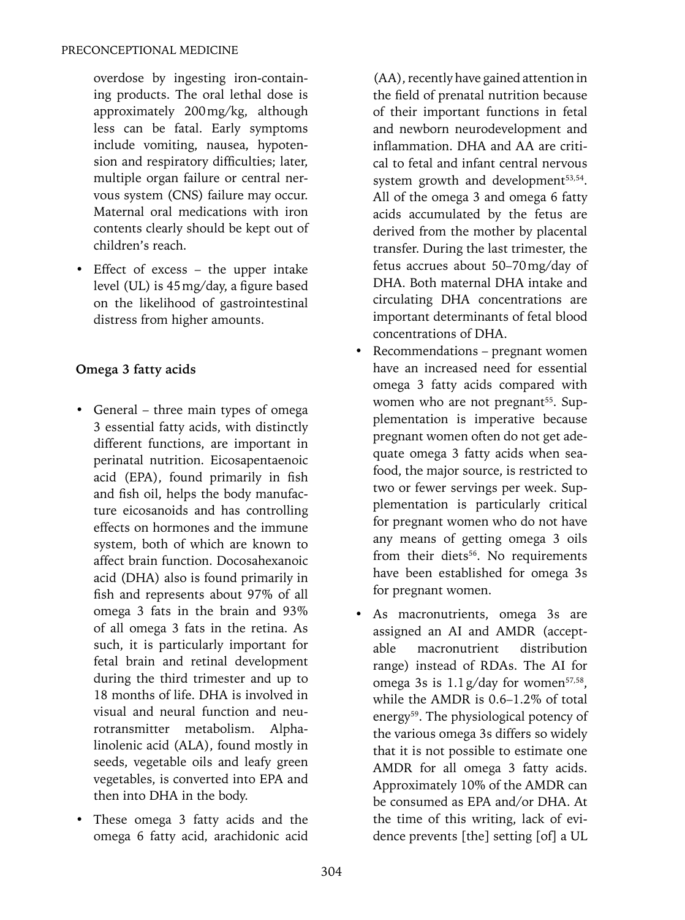overdose by ingesting iron-containing products. The oral lethal dose is approximately 200 mg/kg, although less can be fatal. Early symptoms include vomiting, nausea, hypotension and respiratory difficulties; later, multiple organ failure or central nervous system (CNS) failure may occur. Maternal oral medications with iron contents clearly should be kept out of children's reach.

- Effect of excess – the upper intake level (UL) is 45 mg/day, a figure based on the likelihood of gastrointestinal distress from higher amounts.

### Omega 3 fatty acids

- General – three main types of omega 3 essential fatty acids, with distinctly different functions, are important in perinatal nutrition. Eicosapentaenoic acid (EPA), found primarily in fish and fish oil, helps the body manufacture eicosanoids and has controlling effects on hormones and the immune system, both of which are known to affect brain function. Docosahexanoic acid (DHA) also is found primarily in fish and represents about 97% of all omega 3 fats in the brain and 93% of all omega 3 fats in the retina. As such, it is particularly important for fetal brain and retinal development during the third trimester and up to 18 months of life. DHA is involved in visual and neural function and neurotransmitter metabolism. Alpha-linolenic acid (ALA), found mostly in seeds, vegetable oils and leafy green vegetables, is converted into EPA and then into DHA in the body.
- These omega 3 fatty acids and the omega 6 fatty acid, arachidonic acid (AA), recently have gained attention in the field of prenatal nutrition because of their important functions in fetal and newborn neurodevelopment and inflammation. DHA and AA are critical to fetal and infant central nervous system growth and development[53,54]. All of the omega 3 and omega 6 fatty acids accumulated by the fetus are derived from the mother by placental transfer. During the last trimester, the fetus accrues about 50–70 mg/day of DHA. Both maternal DHA intake and circulating DHA concentrations are important determinants of fetal blood concentrations of DHA.
- Recommendations – pregnant women have an increased need for essential omega 3 fatty acids compared with women who are not pregnant[55]. Supplementation is imperative because pregnant women often do not get adequate omega 3 fatty acids when seafood, the major source, is restricted to two or fewer servings per week. Supplementation is particularly critical for pregnant women who do not have any means of getting omega 3 oils from their diets[56]. No requirements have been established for omega 3s for pregnant women.
- As macronutrients, omega 3s are assigned an AI and AMDR (acceptable macronutrient distribution range) instead of RDAs. The AI for omega 3s is 1.1 g/day for women[57,58], while the AMDR is 0.6–1.2% of total energy[59]. The physiological potency of the various omega 3s differs so widely that it is not possible to estimate one AMDR for all omega 3 fatty acids. Approximately 10% of the AMDR can be consumed as EPA and/or DHA. At the time of this writing, lack of evidence prevents [the] setting [of] a UL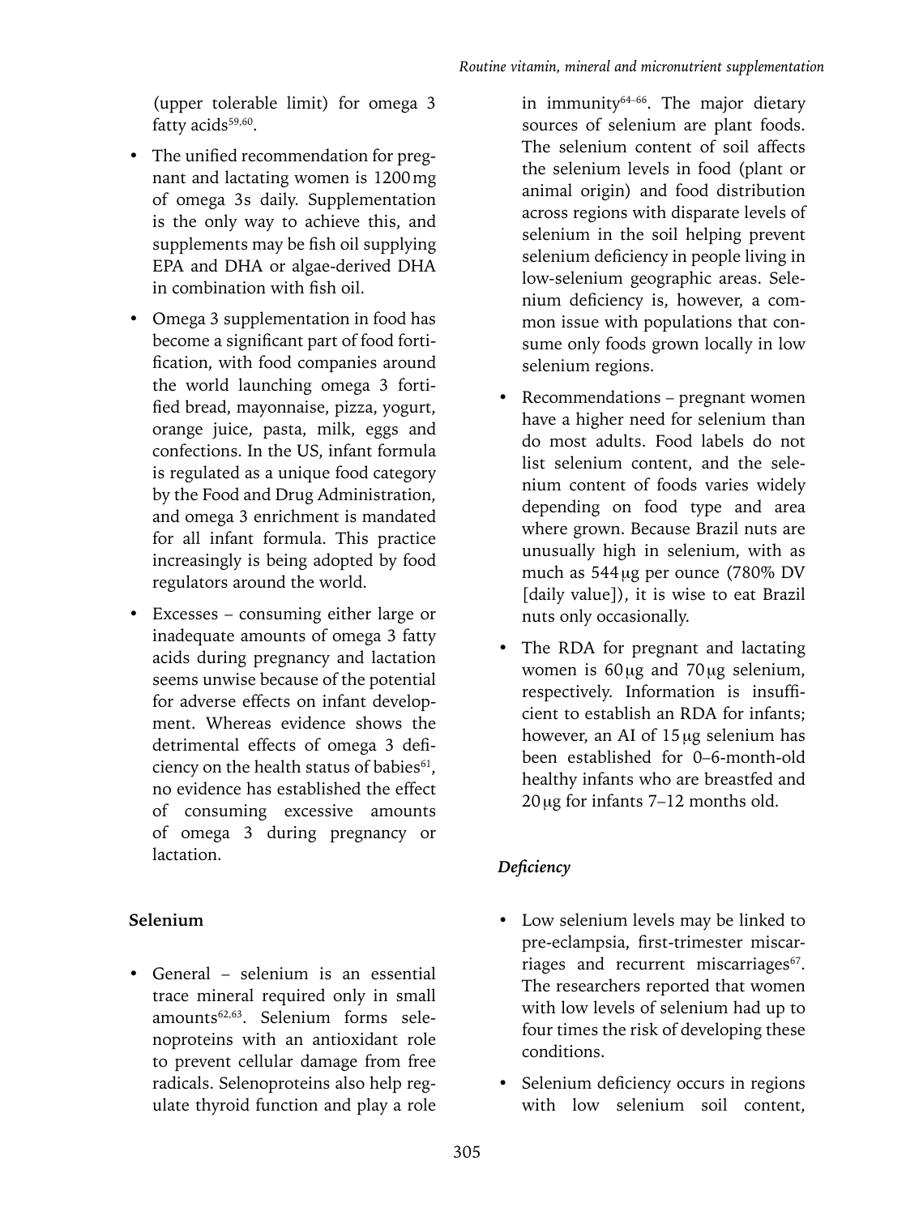(upper tolerable limit) for omega 3 fatty acids[59,60].

- The unified recommendation for pregnant and lactating women is 1200 mg of omega 3s daily. Supplementation is the only way to achieve this, and supplements may be fish oil supplying EPA and DHA or algae-derived DHA in combination with fish oil.
- Omega 3 supplementation in food has become a significant part of food fortification, with food companies around the world launching omega 3 fortified bread, mayonnaise, pizza, yogurt, orange juice, pasta, milk, eggs and confections. In the US, infant formula is regulated as a unique food category by the Food and Drug Administration, and omega 3 enrichment is mandated for all infant formula. This practice increasingly is being adopted by food regulators around the world.
- Excesses – consuming either large or inadequate amounts of omega 3 fatty acids during pregnancy and lactation seems unwise because of the potential for adverse effects on infant development. Whereas evidence shows the detrimental effects of omega 3 deficiency on the health status of babies[61], no evidence has established the effect of consuming excessive amounts of omega 3 during pregnancy or lactation.

## Selenium

- General – selenium is an essential trace mineral required only in small amounts[62,63]. Selenium forms selenoproteins with an antioxidant role to prevent cellular damage from free radicals. Selenoproteins also help regulate thyroid function and play a role in immunity[64–66]. The major dietary sources of selenium are plant foods. The selenium content of soil affects the selenium levels in food (plant or animal origin) and food distribution across regions with disparate levels of selenium in the soil helping prevent selenium deficiency in people living in low-selenium geographic areas. Selenium deficiency is, however, a common issue with populations that consume only foods grown locally in low selenium regions.
- Recommendations – pregnant women have a higher need for selenium than do most adults. Food labels do not list selenium content, and the selenium content of foods varies widely depending on food type and area where grown. Because Brazil nuts are unusually high in selenium, with as much as 544 μg per ounce (780% DV [daily value]), it is wise to eat Brazil nuts only occasionally.
- The RDA for pregnant and lactating women is 60 μg and 70 μg selenium, respectively. Information is insufficient to establish an RDA for infants; however, an AI of 15 μg selenium has been established for 0–6-month-old healthy infants who are breastfed and 20 μg for infants 7–12 months old.

### *Deficiency*

- Low selenium levels may be linked to pre-eclampsia, first-trimester miscarriages and recurrent miscarriages[67]. The researchers reported that women with low levels of selenium had up to four times the risk of developing these conditions.
- Selenium deficiency occurs in regions with low selenium soil content,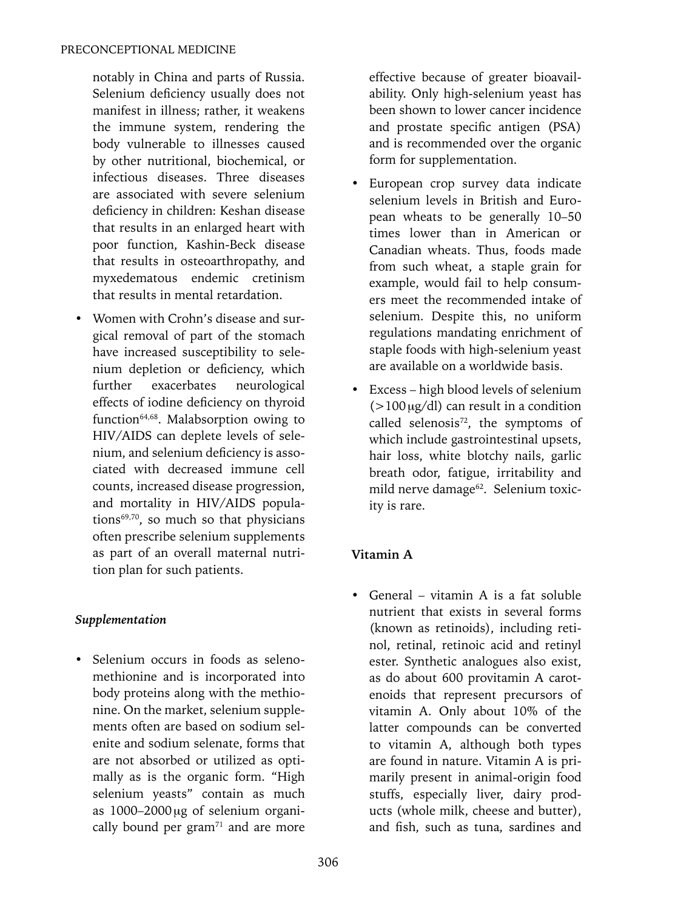notably in China and parts of Russia. Selenium deficiency usually does not manifest in illness; rather, it weakens the immune system, rendering the body vulnerable to illnesses caused by other nutritional, biochemical, or infectious diseases. Three diseases are associated with severe selenium deficiency in children: Keshan disease that results in an enlarged heart with poor function, Kashin-Beck disease that results in osteoarthropathy, and myxedematous endemic cretinism that results in mental retardation.

- Women with Crohn's disease and surgical removal of part of the stomach have increased susceptibility to selenium depletion or deficiency, which further exacerbates neurological effects of iodine deficiency on thyroid function[64,68]. Malabsorption owing to HIV/AIDS can deplete levels of selenium, and selenium deficiency is associated with decreased immune cell counts, increased disease progression, and mortality in HIV/AIDS populations[69,70], so much so that physicians often prescribe selenium supplements as part of an overall maternal nutrition plan for such patients.

### *Supplementation*

- Selenium occurs in foods as selenomethionine and is incorporated into body proteins along with the methionine. On the market, selenium supplements often are based on sodium selenite and sodium selenate, forms that are not absorbed or utilized as optimally as is the organic form. "High selenium yeasts" contain as much as 1000–2000 μg of selenium organically bound per gram[71] and are more effective because of greater bioavailability. Only high-selenium yeast has been shown to lower cancer incidence and prostate specific antigen (PSA) and is recommended over the organic form for supplementation.
- European crop survey data indicate selenium levels in British and European wheats to be generally 10–50 times lower than in American or Canadian wheats. Thus, foods made from such wheat, a staple grain for example, would fail to help consumers meet the recommended intake of selenium. Despite this, no uniform regulations mandating enrichment of staple foods with high-selenium yeast are available on a worldwide basis.
- Excess – high blood levels of selenium (>100 μg/dl) can result in a condition called selenosis[72], the symptoms of which include gastrointestinal upsets, hair loss, white blotchy nails, garlic breath odor, fatigue, irritability and mild nerve damage[62]. Selenium toxicity is rare.

## Vitamin A

- General – vitamin A is a fat soluble nutrient that exists in several forms (known as retinoids), including retinol, retinal, retinoic acid and retinyl ester. Synthetic analogues also exist, as do about 600 provitamin A carotenoids that represent precursors of vitamin A. Only about 10% of the latter compounds can be converted to vitamin A, although both types are found in nature. Vitamin A is primarily present in animal-origin food stuffs, especially liver, dairy products (whole milk, cheese and butter), and fish, such as tuna, sardines and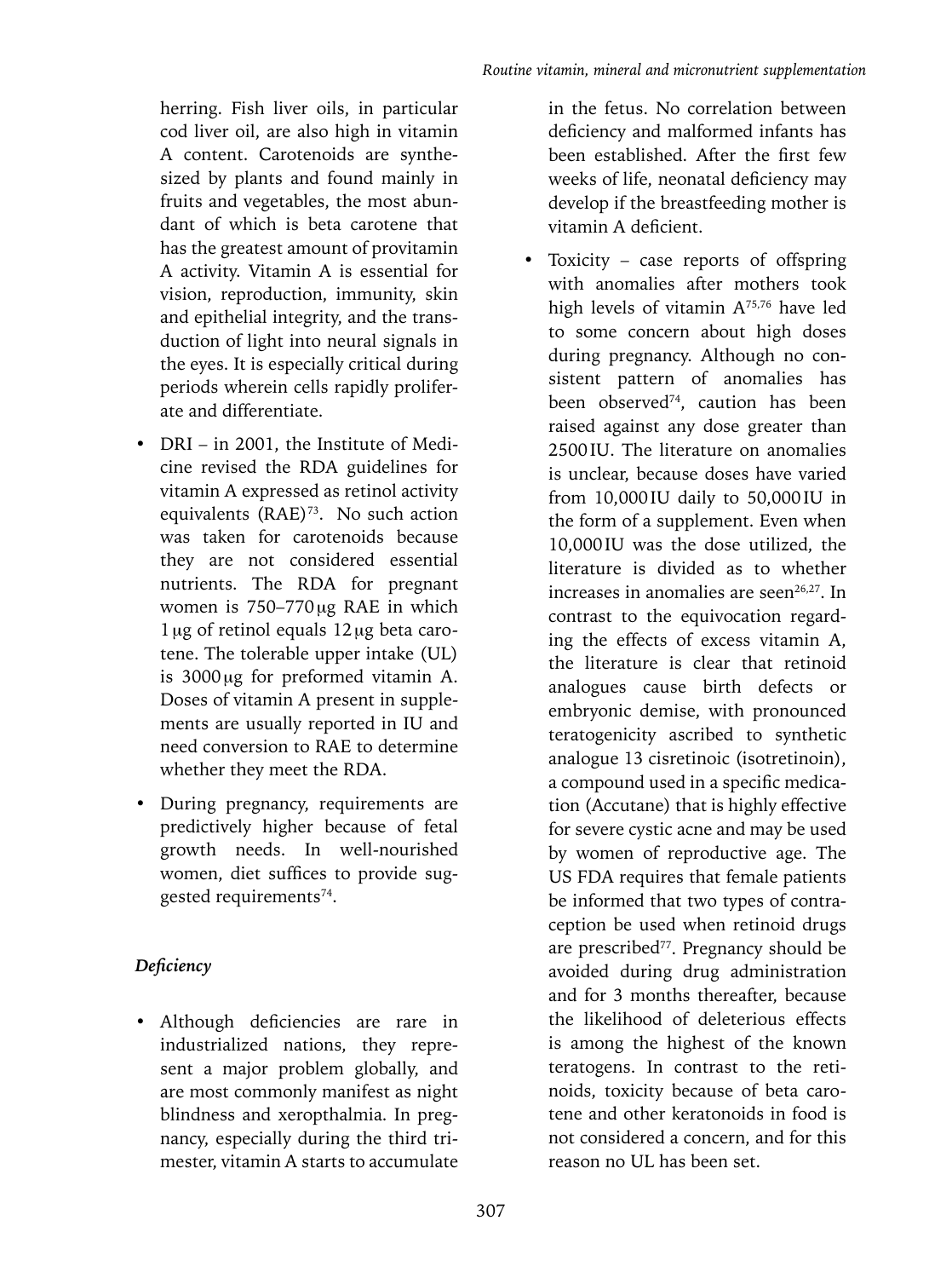herring. Fish liver oils, in particular cod liver oil, are also high in vitamin A content. Carotenoids are synthesized by plants and found mainly in fruits and vegetables, the most abundant of which is beta carotene that has the greatest amount of provitamin A activity. Vitamin A is essential for vision, reproduction, immunity, skin and epithelial integrity, and the transduction of light into neural signals in the eyes. It is especially critical during periods wherein cells rapidly proliferate and differentiate.

- DRI – in 2001, the Institute of Medicine revised the RDA guidelines for vitamin A expressed as retinol activity equivalents (RAE)[73]. No such action was taken for carotenoids because they are not considered essential nutrients. The RDA for pregnant women is 750–770 μg RAE in which 1 μg of retinol equals 12 μg beta carotene. The tolerable upper intake (UL) is 3000 μg for preformed vitamin A. Doses of vitamin A present in supplements are usually reported in IU and need conversion to RAE to determine whether they meet the RDA.
- During pregnancy, requirements are predictively higher because of fetal growth needs. In well-nourished women, diet suffices to provide suggested requirements[74].

### *Deficiency*

- Although deficiencies are rare in industrialized nations, they represent a major problem globally, and are most commonly manifest as night blindness and xeropthalmia. In pregnancy, especially during the third trimester, vitamin A starts to accumulate in the fetus. No correlation between deficiency and malformed infants has been established. After the first few weeks of life, neonatal deficiency may develop if the breastfeeding mother is vitamin A deficient.
- Toxicity – case reports of offspring with anomalies after mothers took high levels of vitamin A[75,76] have led to some concern about high doses during pregnancy. Although no consistent pattern of anomalies has been observed[74], caution has been raised against any dose greater than 2500 IU. The literature on anomalies is unclear, because doses have varied from 10,000 IU daily to 50,000 IU in the form of a supplement. Even when 10,000 IU was the dose utilized, the literature is divided as to whether increases in anomalies are seen[26,27]. In contrast to the equivocation regarding the effects of excess vitamin A, the literature is clear that retinoid analogues cause birth defects or embryonic demise, with pronounced teratogenicity ascribed to synthetic analogue 13 cisretinoic (isotretinoin), a compound used in a specific medication (Accutane) that is highly effective for severe cystic acne and may be used by women of reproductive age. The US FDA requires that female patients be informed that two types of contraception be used when retinoid drugs are prescribed[77]. Pregnancy should be avoided during drug administration and for 3 months thereafter, because the likelihood of deleterious effects is among the highest of the known teratogens. In contrast to the retinoids, toxicity because of beta carotene and other keratonoids in food is not considered a concern, and for this reason no UL has been set.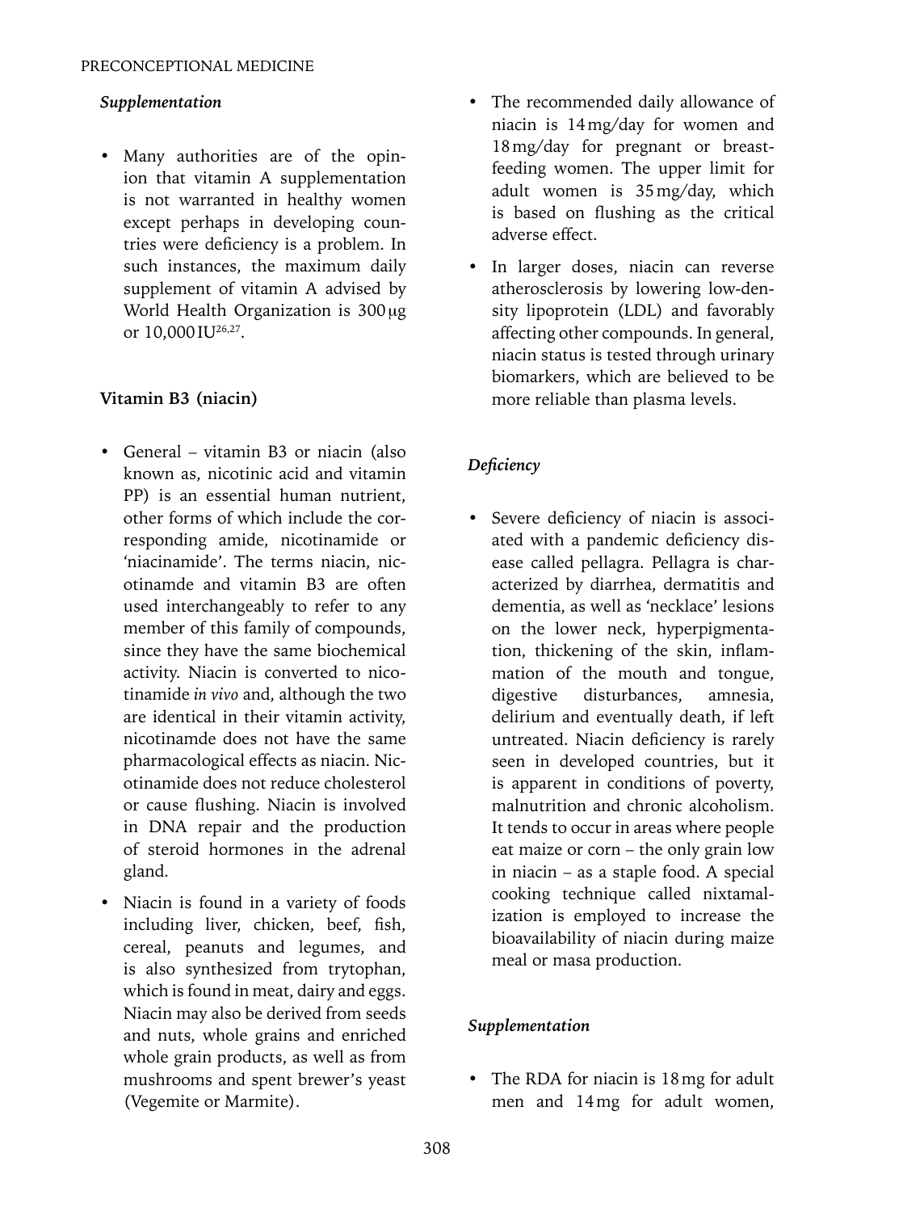### *Supplementation*

- Many authorities are of the opinion that vitamin A supplementation is not warranted in healthy women except perhaps in developing countries were deficiency is a problem. In such instances, the maximum daily supplement of vitamin A advised by World Health Organization is 300 μg or 10,000 IU[26,27].

## Vitamin B3 (niacin)

- General – vitamin B3 or niacin (also known as, nicotinic acid and vitamin PP) is an essential human nutrient, other forms of which include the corresponding amide, nicotinamide or 'niacinamide'. The terms niacin, nicotinamde and vitamin B3 are often used interchangeably to refer to any member of this family of compounds, since they have the same biochemical activity. Niacin is converted to nicotinamide *in vivo* and, although the two are identical in their vitamin activity, nicotinamde does not have the same pharmacological effects as niacin. Nicotinamide does not reduce cholesterol or cause flushing. Niacin is involved in DNA repair and the production of steroid hormones in the adrenal gland.
- Niacin is found in a variety of foods including liver, chicken, beef, fish, cereal, peanuts and legumes, and is also synthesized from trytophan, which is found in meat, dairy and eggs. Niacin may also be derived from seeds and nuts, whole grains and enriched whole grain products, as well as from mushrooms and spent brewer's yeast (Vegemite or Marmite).
- The recommended daily allowance of niacin is 14 mg/day for women and 18 mg/day for pregnant or breastfeeding women. The upper limit for adult women is 35 mg/day, which is based on flushing as the critical adverse effect.
- In larger doses, niacin can reverse atherosclerosis by lowering low-density lipoprotein (LDL) and favorably affecting other compounds. In general, niacin status is tested through urinary biomarkers, which are believed to be more reliable than plasma levels.

### *Deficiency*

- Severe deficiency of niacin is associated with a pandemic deficiency disease called pellagra. Pellagra is characterized by diarrhea, dermatitis and dementia, as well as 'necklace' lesions on the lower neck, hyperpigmentation, thickening of the skin, inflammation of the mouth and tongue, digestive disturbances, amnesia, delirium and eventually death, if left untreated. Niacin deficiency is rarely seen in developed countries, but it is apparent in conditions of poverty, malnutrition and chronic alcoholism. It tends to occur in areas where people eat maize or corn – the only grain low in niacin – as a staple food. A special cooking technique called nixtamalization is employed to increase the bioavailability of niacin during maize meal or masa production.

### *Supplementation*

- The RDA for niacin is 18 mg for adult men and 14 mg for adult women,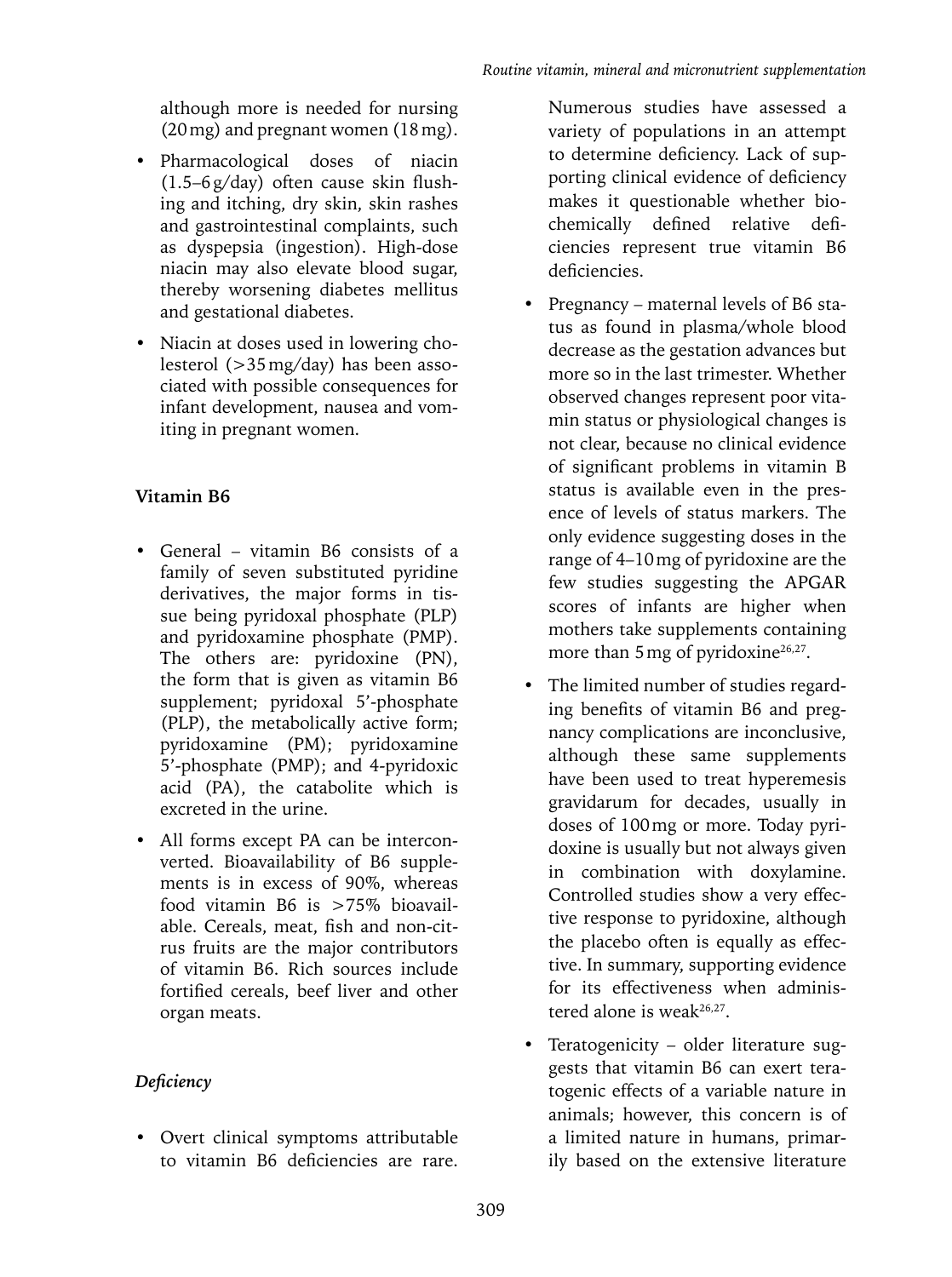although more is needed for nursing (20 mg) and pregnant women (18 mg).

- Pharmacological doses of niacin (1.5–6 g/day) often cause skin flushing and itching, dry skin, skin rashes and gastrointestinal complaints, such as dyspepsia (ingestion). High-dose niacin may also elevate blood sugar, thereby worsening diabetes mellitus and gestational diabetes.
- Niacin at doses used in lowering cholesterol (>35 mg/day) has been associated with possible consequences for infant development, nausea and vomiting in pregnant women.

### Vitamin B6

- General – vitamin B6 consists of a family of seven substituted pyridine derivatives, the major forms in tissue being pyridoxal phosphate (PLP) and pyridoxamine phosphate (PMP). The others are: pyridoxine (PN), the form that is given as vitamin B6 supplement; pyridoxal 5'-phosphate (PLP), the metabolically active form; pyridoxamine (PM); pyridoxamine 5'-phosphate (PMP); and 4-pyridoxic acid (PA), the catabolite which is excreted in the urine.
- All forms except PA can be interconverted. Bioavailability of B6 supplements is in excess of 90%, whereas food vitamin B6 is >75% bioavailable. Cereals, meat, fish and non-citrus fruits are the major contributors of vitamin B6. Rich sources include fortified cereals, beef liver and other organ meats.

#### *Deficiency*

- Overt clinical symptoms attributable to vitamin B6 deficiencies are rare. Numerous studies have assessed a variety of populations in an attempt to determine deficiency. Lack of supporting clinical evidence of deficiency makes it questionable whether biochemically defined relative deficiencies represent true vitamin B6 deficiencies.
- Pregnancy – maternal levels of B6 status as found in plasma/whole blood decrease as the gestation advances but more so in the last trimester. Whether observed changes represent poor vitamin status or physiological changes is not clear, because no clinical evidence of significant problems in vitamin B status is available even in the presence of levels of status markers. The only evidence suggesting doses in the range of 4–10 mg of pyridoxine are the few studies suggesting the APGAR scores of infants are higher when mothers take supplements containing more than 5 mg of pyridoxine[26,27].
- The limited number of studies regarding benefits of vitamin B6 and pregnancy complications are inconclusive, although these same supplements have been used to treat hyperemesis gravidarum for decades, usually in doses of 100 mg or more. Today pyridoxine is usually but not always given in combination with doxylamine. Controlled studies show a very effective response to pyridoxine, although the placebo often is equally as effective. In summary, supporting evidence for its effectiveness when administered alone is weak[26,27].
- Teratogenicity – older literature suggests that vitamin B6 can exert teratogenic effects of a variable nature in animals; however, this concern is of a limited nature in humans, primarily based on the extensive literature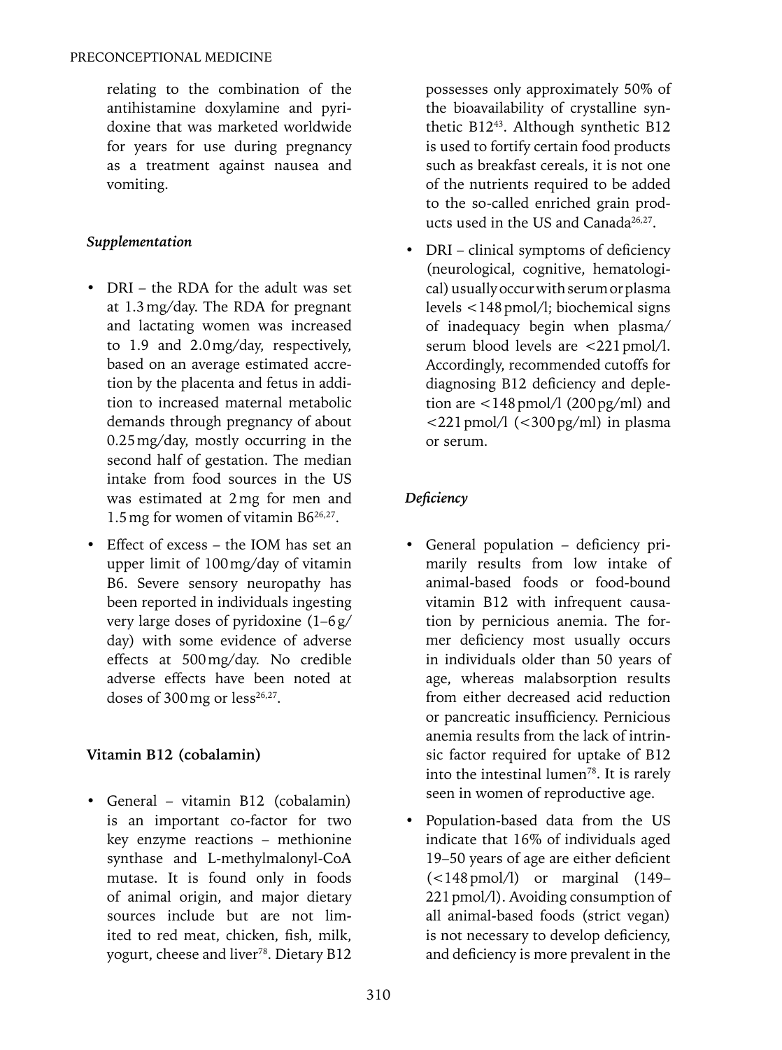relating to the combination of the antihistamine doxylamine and pyridoxine that was marketed worldwide for years for use during pregnancy as a treatment against nausea and vomiting.

*Supplementation*

- DRI – the RDA for the adult was set at 1.3 mg/day. The RDA for pregnant and lactating women was increased to 1.9 and 2.0 mg/day, respectively, based on an average estimated accretion by the placenta and fetus in addition to increased maternal metabolic demands through pregnancy of about 0.25 mg/day, mostly occurring in the second half of gestation. The median intake from food sources in the US was estimated at 2 mg for men and 1.5 mg for women of vitamin B6[26,27].
- Effect of excess – the IOM has set an upper limit of 100 mg/day of vitamin B6. Severe sensory neuropathy has been reported in individuals ingesting very large doses of pyridoxine (1–6 g/day) with some evidence of adverse effects at 500 mg/day. No credible adverse effects have been noted at doses of 300 mg or less[26,27].

**Vitamin B12 (cobalamin)**

- General – vitamin B12 (cobalamin) is an important co-factor for two key enzyme reactions – methionine synthase and L-methylmalonyl-CoA mutase. It is found only in foods of animal origin, and major dietary sources include but are not limited to red meat, chicken, fish, milk, yogurt, cheese and liver[78]. Dietary B12 possesses only approximately 50% of the bioavailability of crystalline synthetic B12[43]. Although synthetic B12 is used to fortify certain food products such as breakfast cereals, it is not one of the nutrients required to be added to the so-called enriched grain products used in the US and Canada[26,27].
- DRI – clinical symptoms of deficiency (neurological, cognitive, hematological) usually occur with serum or plasma levels <148 pmol/l; biochemical signs of inadequacy begin when plasma/serum blood levels are <221 pmol/l. Accordingly, recommended cutoffs for diagnosing B12 deficiency and depletion are <148 pmol/l (200 pg/ml) and <221 pmol/l (<300 pg/ml) in plasma or serum.

*Deficiency*

- General population – deficiency primarily results from low intake of animal-based foods or food-bound vitamin B12 with infrequent causation by pernicious anemia. The former deficiency most usually occurs in individuals older than 50 years of age, whereas malabsorption results from either decreased acid reduction or pancreatic insufficiency. Pernicious anemia results from the lack of intrinsic factor required for uptake of B12 into the intestinal lumen[78]. It is rarely seen in women of reproductive age.
- Population-based data from the US indicate that 16% of individuals aged 19–50 years of age are either deficient (<148 pmol/l) or marginal (149–221 pmol/l). Avoiding consumption of all animal-based foods (strict vegan) is not necessary to develop deficiency, and deficiency is more prevalent in the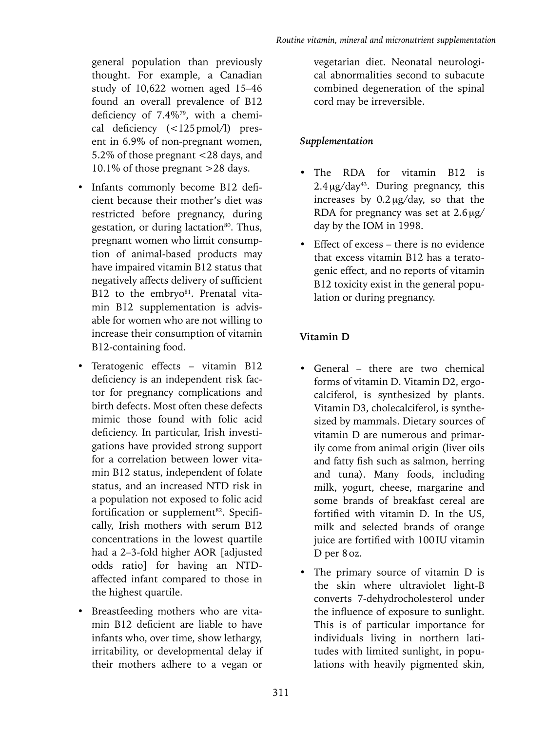general population than previously thought. For example, a Canadian study of 10,622 women aged 15–46 found an overall prevalence of B12 deficiency of 7.4%[79], with a chemical deficiency (<125 pmol/l) present in 6.9% of non-pregnant women, 5.2% of those pregnant <28 days, and 10.1% of those pregnant >28 days.

- Infants commonly become B12 deficient because their mother's diet was restricted before pregnancy, during gestation, or during lactation[80]. Thus, pregnant women who limit consumption of animal-based products may have impaired vitamin B12 status that negatively affects delivery of sufficient B12 to the embryo[81]. Prenatal vitamin B12 supplementation is advisable for women who are not willing to increase their consumption of vitamin B12-containing food.
- Teratogenic effects – vitamin B12 deficiency is an independent risk factor for pregnancy complications and birth defects. Most often these defects mimic those found with folic acid deficiency. In particular, Irish investigations have provided strong support for a correlation between lower vitamin B12 status, independent of folate status, and an increased NTD risk in a population not exposed to folic acid fortification or supplement[82]. Specifically, Irish mothers with serum B12 concentrations in the lowest quartile had a 2–3-fold higher AOR [adjusted odds ratio] for having an NTD-affected infant compared to those in the highest quartile.
- Breastfeeding mothers who are vitamin B12 deficient are liable to have infants who, over time, show lethargy, irritability, or developmental delay if their mothers adhere to a vegan or vegetarian diet. Neonatal neurological abnormalities second to subacute combined degeneration of the spinal cord may be irreversible.

***Supplementation***

- The RDA for vitamin B12 is 2.4 μg/day[43]. During pregnancy, this increases by 0.2 μg/day, so that the RDA for pregnancy was set at 2.6 μg/day by the IOM in 1998.
- Effect of excess – there is no evidence that excess vitamin B12 has a teratogenic effect, and no reports of vitamin B12 toxicity exist in the general population or during pregnancy.

## Vitamin D

- General – there are two chemical forms of vitamin D. Vitamin D2, ergocalciferol, is synthesized by plants. Vitamin D3, cholecalciferol, is synthesized by mammals. Dietary sources of vitamin D are numerous and primarily come from animal origin (liver oils and fatty fish such as salmon, herring and tuna). Many foods, including milk, yogurt, cheese, margarine and some brands of breakfast cereal are fortified with vitamin D. In the US, milk and selected brands of orange juice are fortified with 100 IU vitamin D per 8 oz.
- The primary source of vitamin D is the skin where ultraviolet light-B converts 7-dehydrocholesterol under the influence of exposure to sunlight. This is of particular importance for individuals living in northern latitudes with limited sunlight, in populations with heavily pigmented skin,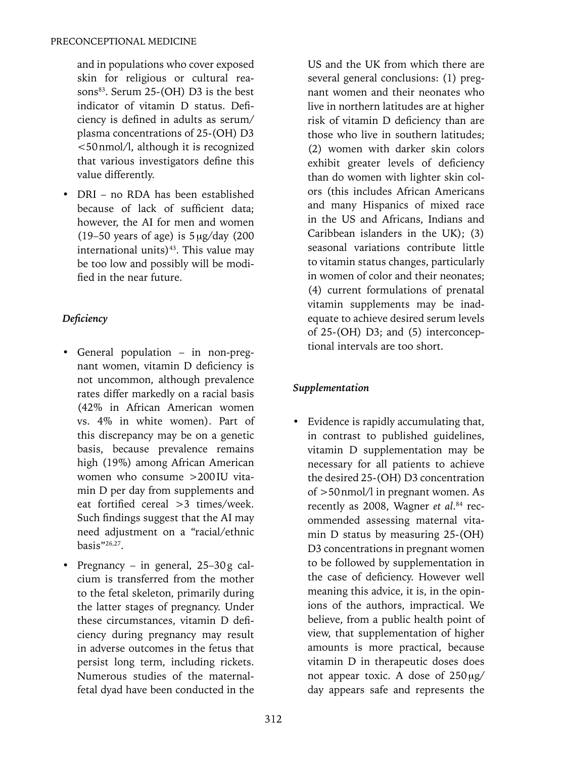and in populations who cover exposed skin for religious or cultural reasons[83]. Serum 25-(OH) D3 is the best indicator of vitamin D status. Deficiency is defined in adults as serum/plasma concentrations of 25-(OH) D3 <50 nmol/l, although it is recognized that various investigators define this value differently.

- DRI – no RDA has been established because of lack of sufficient data; however, the AI for men and women (19–50 years of age) is 5 μg/day (200 international units)[43]. This value may be too low and possibly will be modified in the near future.

### *Deficiency*

- General population – in non-pregnant women, vitamin D deficiency is not uncommon, although prevalence rates differ markedly on a racial basis (42% in African American women vs. 4% in white women). Part of this discrepancy may be on a genetic basis, because prevalence remains high (19%) among African American women who consume >200 IU vitamin D per day from supplements and eat fortified cereal >3 times/week. Such findings suggest that the AI may need adjustment on a "racial/ethnic basis"[26,27].
- Pregnancy – in general, 25–30 g calcium is transferred from the mother to the fetal skeleton, primarily during the latter stages of pregnancy. Under these circumstances, vitamin D deficiency during pregnancy may result in adverse outcomes in the fetus that persist long term, including rickets. Numerous studies of the maternal-fetal dyad have been conducted in the US and the UK from which there are several general conclusions: (1) pregnant women and their neonates who live in northern latitudes are at higher risk of vitamin D deficiency than are those who live in southern latitudes; (2) women with darker skin colors exhibit greater levels of deficiency than do women with lighter skin colors (this includes African Americans and many Hispanics of mixed race in the US and Africans, Indians and Caribbean islanders in the UK); (3) seasonal variations contribute little to vitamin status changes, particularly in women of color and their neonates; (4) current formulations of prenatal vitamin supplements may be inadequate to achieve desired serum levels of 25-(OH) D3; and (5) interconceptional intervals are too short.

### *Supplementation*

- Evidence is rapidly accumulating that, in contrast to published guidelines, vitamin D supplementation may be necessary for all patients to achieve the desired 25-(OH) D3 concentration of >50 nmol/l in pregnant women. As recently as 2008, Wagner *et al.*[84] recommended assessing maternal vitamin D status by measuring 25-(OH) D3 concentrations in pregnant women to be followed by supplementation in the case of deficiency. However well meaning this advice, it is, in the opinions of the authors, impractical. We believe, from a public health point of view, that supplementation of higher amounts is more practical, because vitamin D in therapeutic doses does not appear toxic. A dose of 250 μg/day appears safe and represents the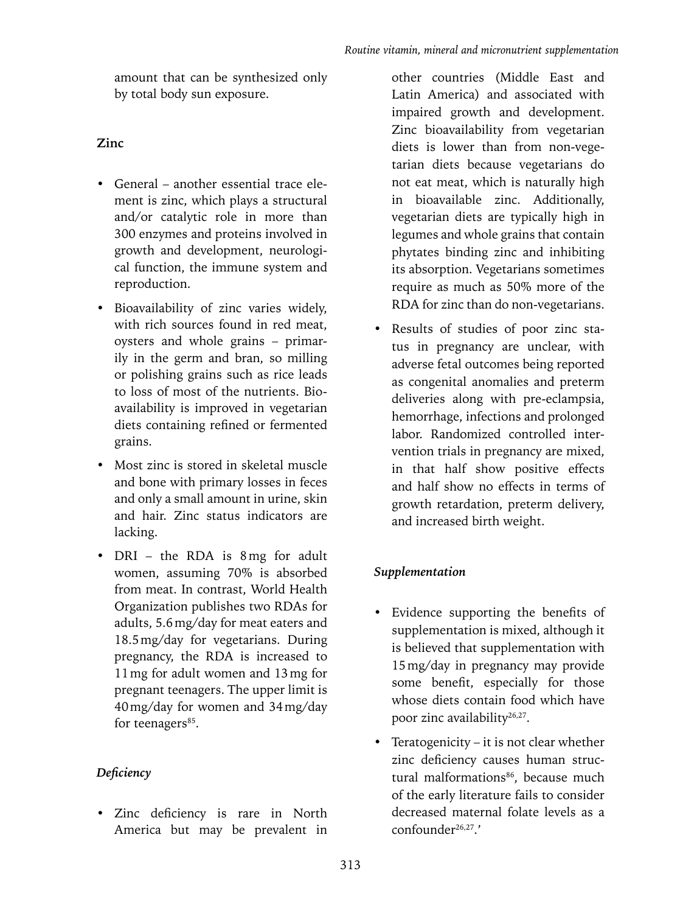amount that can be synthesized only by total body sun exposure.

## Zinc

- General – another essential trace element is zinc, which plays a structural and/or catalytic role in more than 300 enzymes and proteins involved in growth and development, neurological function, the immune system and reproduction.
- Bioavailability of zinc varies widely, with rich sources found in red meat, oysters and whole grains – primarily in the germ and bran, so milling or polishing grains such as rice leads to loss of most of the nutrients. Bioavailability is improved in vegetarian diets containing refined or fermented grains.
- Most zinc is stored in skeletal muscle and bone with primary losses in feces and only a small amount in urine, skin and hair. Zinc status indicators are lacking.
- DRI – the RDA is 8 mg for adult women, assuming 70% is absorbed from meat. In contrast, World Health Organization publishes two RDAs for adults, 5.6 mg/day for meat eaters and 18.5 mg/day for vegetarians. During pregnancy, the RDA is increased to 11 mg for adult women and 13 mg for pregnant teenagers. The upper limit is 40 mg/day for women and 34 mg/day for teenagers[85].

### *Deficiency*

- Zinc deficiency is rare in North America but may be prevalent in other countries (Middle East and Latin America) and associated with impaired growth and development. Zinc bioavailability from vegetarian diets is lower than from non-vegetarian diets because vegetarians do not eat meat, which is naturally high in bioavailable zinc. Additionally, vegetarian diets are typically high in legumes and whole grains that contain phytates binding zinc and inhibiting its absorption. Vegetarians sometimes require as much as 50% more of the RDA for zinc than do non-vegetarians.
- Results of studies of poor zinc status in pregnancy are unclear, with adverse fetal outcomes being reported as congenital anomalies and preterm deliveries along with pre-eclampsia, hemorrhage, infections and prolonged labor. Randomized controlled intervention trials in pregnancy are mixed, in that half show positive effects and half show no effects in terms of growth retardation, preterm delivery, and increased birth weight.

### *Supplementation*

- Evidence supporting the benefits of supplementation is mixed, although it is believed that supplementation with 15 mg/day in pregnancy may provide some benefit, especially for those whose diets contain food which have poor zinc availability[26,27].
- Teratogenicity – it is not clear whether zinc deficiency causes human structural malformations[86], because much of the early literature fails to consider decreased maternal folate levels as a confounder[26,27].'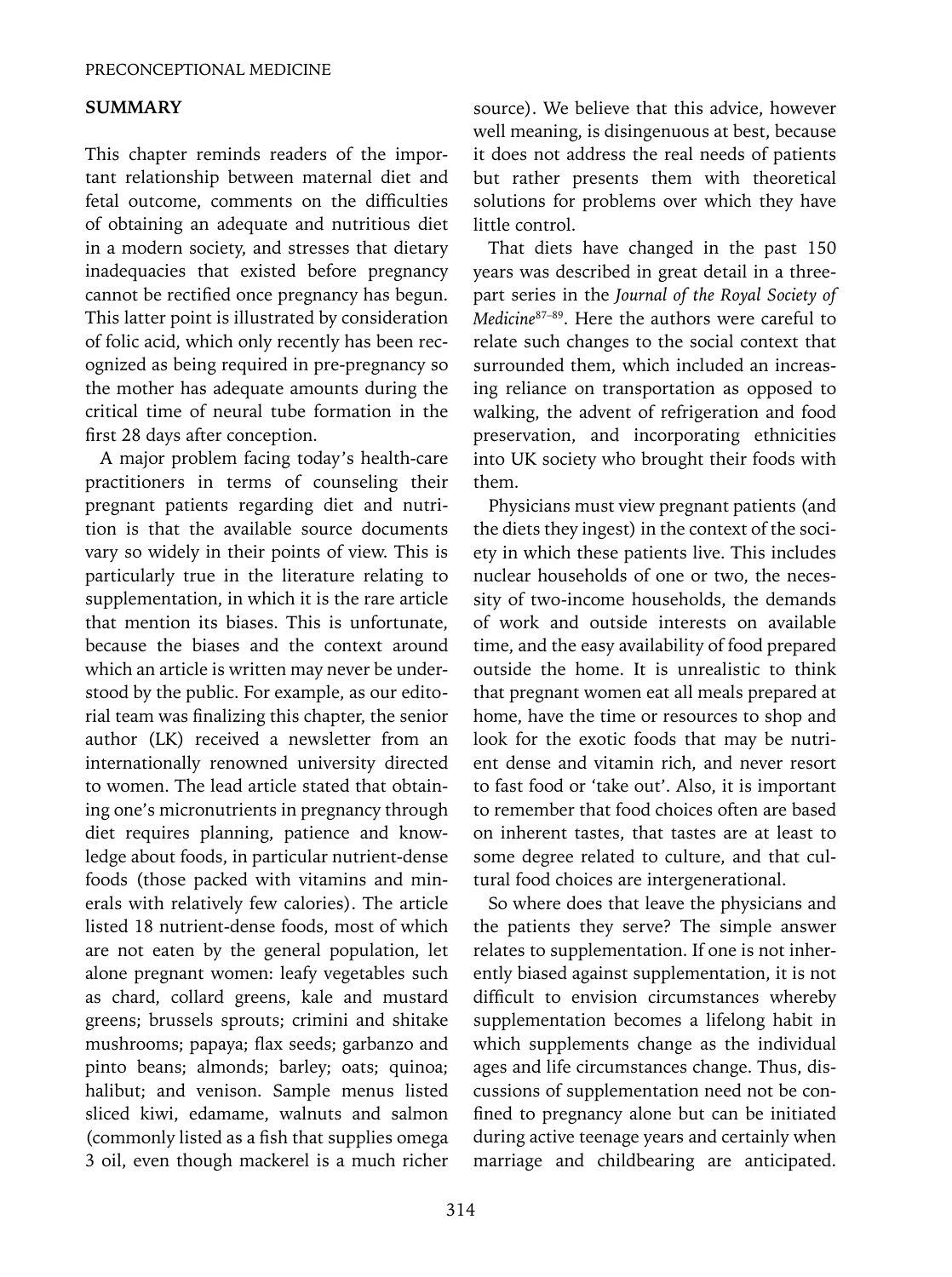## SUMMARY

This chapter reminds readers of the important relationship between maternal diet and fetal outcome, comments on the difficulties of obtaining an adequate and nutritious diet in a modern society, and stresses that dietary inadequacies that existed before pregnancy cannot be rectified once pregnancy has begun. This latter point is illustrated by consideration of folic acid, which only recently has been recognized as being required in pre-pregnancy so the mother has adequate amounts during the critical time of neural tube formation in the first 28 days after conception.

A major problem facing today's health-care practitioners in terms of counseling their pregnant patients regarding diet and nutrition is that the available source documents vary so widely in their points of view. This is particularly true in the literature relating to supplementation, in which it is the rare article that mention its biases. This is unfortunate, because the biases and the context around which an article is written may never be understood by the public. For example, as our editorial team was finalizing this chapter, the senior author (LK) received a newsletter from an internationally renowned university directed to women. The lead article stated that obtaining one's micronutrients in pregnancy through diet requires planning, patience and knowledge about foods, in particular nutrient-dense foods (those packed with vitamins and minerals with relatively few calories). The article listed 18 nutrient-dense foods, most of which are not eaten by the general population, let alone pregnant women: leafy vegetables such as chard, collard greens, kale and mustard greens; brussels sprouts; crimini and shitake mushrooms; papaya; flax seeds; garbanzo and pinto beans; almonds; barley; oats; quinoa; halibut; and venison. Sample menus listed sliced kiwi, edamame, walnuts and salmon (commonly listed as a fish that supplies omega 3 oil, even though mackerel is a much richer source). We believe that this advice, however well meaning, is disingenuous at best, because it does not address the real needs of patients but rather presents them with theoretical solutions for problems over which they have little control.

That diets have changed in the past 150 years was described in great detail in a three-part series in the *Journal of the Royal Society of Medicine*[87–89]. Here the authors were careful to relate such changes to the social context that surrounded them, which included an increasing reliance on transportation as opposed to walking, the advent of refrigeration and food preservation, and incorporating ethnicities into UK society who brought their foods with them.

Physicians must view pregnant patients (and the diets they ingest) in the context of the society in which these patients live. This includes nuclear households of one or two, the necessity of two-income households, the demands of work and outside interests on available time, and the easy availability of food prepared outside the home. It is unrealistic to think that pregnant women eat all meals prepared at home, have the time or resources to shop and look for the exotic foods that may be nutrient dense and vitamin rich, and never resort to fast food or 'take out'. Also, it is important to remember that food choices often are based on inherent tastes, that tastes are at least to some degree related to culture, and that cultural food choices are intergenerational.

So where does that leave the physicians and the patients they serve? The simple answer relates to supplementation. If one is not inherently biased against supplementation, it is not difficult to envision circumstances whereby supplementation becomes a lifelong habit in which supplements change as the individual ages and life circumstances change. Thus, discussions of supplementation need not be confined to pregnancy alone but can be initiated during active teenage years and certainly when marriage and childbearing are anticipated.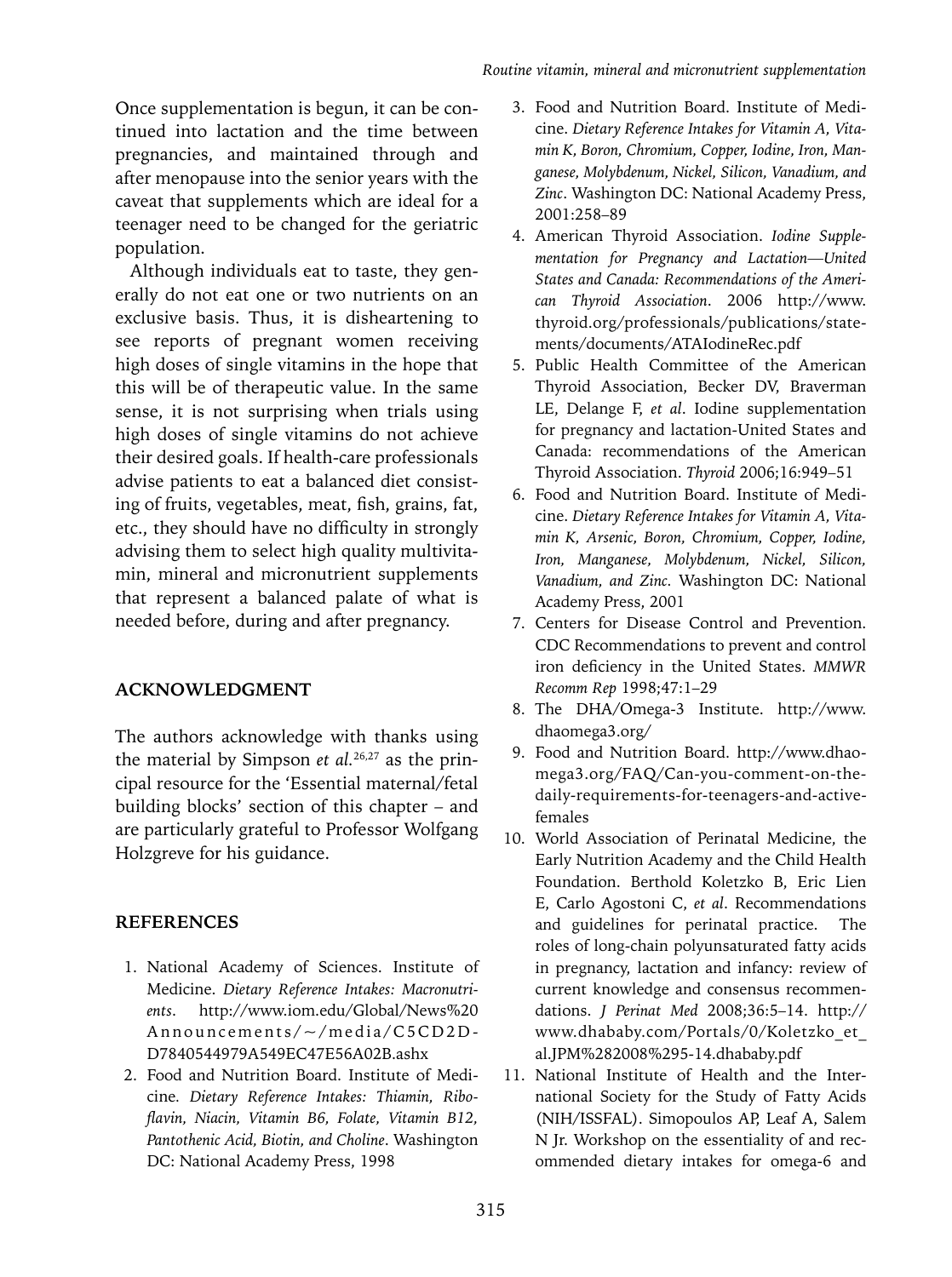Once supplementation is begun, it can be continued into lactation and the time between pregnancies, and maintained through and after menopause into the senior years with the caveat that supplements which are ideal for a teenager need to be changed for the geriatric population.

Although individuals eat to taste, they generally do not eat one or two nutrients on an exclusive basis. Thus, it is disheartening to see reports of pregnant women receiving high doses of single vitamins in the hope that this will be of therapeutic value. In the same sense, it is not surprising when trials using high doses of single vitamins do not achieve their desired goals. If health-care professionals advise patients to eat a balanced diet consisting of fruits, vegetables, meat, fish, grains, fat, etc., they should have no difficulty in strongly advising them to select high quality multivitamin, mineral and micronutrient supplements that represent a balanced palate of what is needed before, during and after pregnancy.

## ACKNOWLEDGMENT

The authors acknowledge with thanks using the material by Simpson *et al.*[26,27] as the principal resource for the 'Essential maternal/fetal building blocks' section of this chapter – and are particularly grateful to Professor Wolfgang Holzgreve for his guidance.

## REFERENCES

1. National Academy of Sciences. Institute of Medicine. *Dietary Reference Intakes: Macronutrients*. http://www.iom.edu/Global/News%20Announcements/~/media/C5CD2D-D7840544979A549EC47E56A02B.ashx
2. Food and Nutrition Board. Institute of Medicine. *Dietary Reference Intakes: Thiamin, Riboflavin, Niacin, Vitamin B6, Folate, Vitamin B12, Pantothenic Acid, Biotin, and Choline*. Washington DC: National Academy Press, 1998
3. Food and Nutrition Board. Institute of Medicine. *Dietary Reference Intakes for Vitamin A, Vitamin K, Boron, Chromium, Copper, Iodine, Iron, Manganese, Molybdenum, Nickel, Silicon, Vanadium, and Zinc*. Washington DC: National Academy Press, 2001:258–89
4. American Thyroid Association. *Iodine Supplementation for Pregnancy and Lactation—United States and Canada: Recommendations of the American Thyroid Association*. 2006 http://www.thyroid.org/professionals/publications/statements/documents/ATAIodineRec.pdf
5. Public Health Committee of the American Thyroid Association, Becker DV, Braverman LE, Delange F, *et al*. Iodine supplementation for pregnancy and lactation-United States and Canada: recommendations of the American Thyroid Association. *Thyroid* 2006;16:949–51
6. Food and Nutrition Board. Institute of Medicine. *Dietary Reference Intakes for Vitamin A, Vitamin K, Arsenic, Boron, Chromium, Copper, Iodine, Iron, Manganese, Molybdenum, Nickel, Silicon, Vanadium, and Zinc*. Washington DC: National Academy Press, 2001
7. Centers for Disease Control and Prevention. CDC Recommendations to prevent and control iron deficiency in the United States. *MMWR Recomm Rep* 1998;47:1–29
8. The DHA/Omega-3 Institute. http://www.dhaomega3.org/
9. Food and Nutrition Board. http://www.dhaomega3.org/FAQ/Can-you-comment-on-the-daily-requirements-for-teenagers-and-active-females
10. World Association of Perinatal Medicine, the Early Nutrition Academy and the Child Health Foundation. Berthold Koletzko B, Eric Lien E, Carlo Agostoni C, *et al*. Recommendations and guidelines for perinatal practice. The roles of long-chain polyunsaturated fatty acids in pregnancy, lactation and infancy: review of current knowledge and consensus recommendations. *J Perinat Med* 2008;36:5–14. http://www.dhababy.com/Portals/0/Koletzko_et_al.JPM%282008%295-14.dhababy.pdf
11. National Institute of Health and the International Society for the Study of Fatty Acids (NIH/ISSFAL). Simopoulos AP, Leaf A, Salem N Jr. Workshop on the essentiality of and recommended dietary intakes for omega-6 and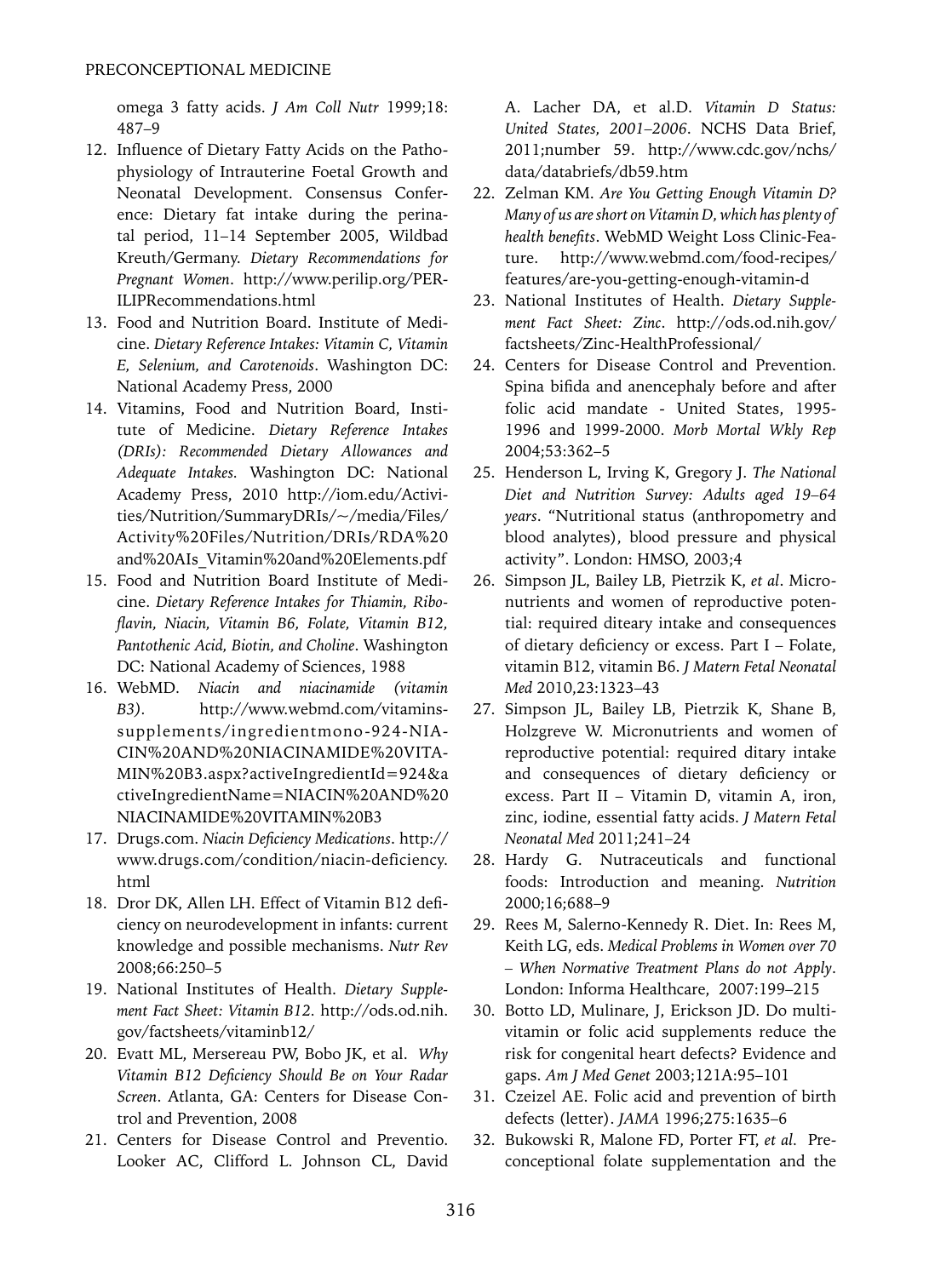omega 3 fatty acids. *J Am Coll Nutr* 1999;18: 487–9

12. Influence of Dietary Fatty Acids on the Pathophysiology of Intrauterine Foetal Growth and Neonatal Development. Consensus Conference: Dietary fat intake during the perinatal period, 11–14 September 2005, Wildbad Kreuth/Germany. *Dietary Recommendations for Pregnant Women*. http://www.perilip.org/PERILIPRecommendations.html
13. Food and Nutrition Board. Institute of Medicine. *Dietary Reference Intakes: Vitamin C, Vitamin E, Selenium, and Carotenoids*. Washington DC: National Academy Press, 2000
14. Vitamins, Food and Nutrition Board, Institute of Medicine. *Dietary Reference Intakes (DRIs): Recommended Dietary Allowances and Adequate Intakes.* Washington DC: National Academy Press, 2010 http://iom.edu/Activities/Nutrition/SummaryDRIs/~/media/Files/Activity%20Files/Nutrition/DRIs/RDA%20and%20AIs_Vitamin%20and%20Elements.pdf
15. Food and Nutrition Board Institute of Medicine. *Dietary Reference Intakes for Thiamin, Riboflavin, Niacin, Vitamin B6, Folate, Vitamin B12, Pantothenic Acid, Biotin, and Choline*. Washington DC: National Academy of Sciences, 1988
16. WebMD. *Niacin and niacinamide (vitamin B3)*. http://www.webmd.com/vitamins-supplements/ingredientmono-924-NIACIN%20AND%20NIACINAMIDE%20VITAMIN%20B3.aspx?activeIngredientId=924&activeIngredientName=NIACIN%20AND%20NIACINAMIDE%20VITAMIN%20B3
17. Drugs.com. *Niacin Deficiency Medications*. http://www.drugs.com/condition/niacin-deficiency.html
18. Dror DK, Allen LH. Effect of Vitamin B12 deficiency on neurodevelopment in infants: current knowledge and possible mechanisms. *Nutr Rev* 2008;66:250–5
19. National Institutes of Health. *Dietary Supplement Fact Sheet: Vitamin B12*. http://ods.od.nih.gov/factsheets/vitaminb12/
20. Evatt ML, Mersereau PW, Bobo JK, et al. *Why Vitamin B12 Deficiency Should Be on Your Radar Screen*. Atlanta, GA: Centers for Disease Control and Prevention, 2008
21. Centers for Disease Control and Preventio. Looker AC, Clifford L. Johnson CL, David A. Lacher DA, et al.D. *Vitamin D Status: United States, 2001–2006*. NCHS Data Brief, 2011;number 59. http://www.cdc.gov/nchs/data/databriefs/db59.htm
22. Zelman KM. *Are You Getting Enough Vitamin D? Many of us are short on Vitamin D, which has plenty of health benefits*. WebMD Weight Loss Clinic-Feature. http://www.webmd.com/food-recipes/features/are-you-getting-enough-vitamin-d
23. National Institutes of Health. *Dietary Supplement Fact Sheet: Zinc*. http://ods.od.nih.gov/factsheets/Zinc-HealthProfessional/
24. Centers for Disease Control and Prevention. Spina bifida and anencephaly before and after folic acid mandate - United States, 1995-1996 and 1999-2000. *Morb Mortal Wkly Rep* 2004;53:362–5
25. Henderson L, Irving K, Gregory J. *The National Diet and Nutrition Survey: Adults aged 19–64 years*. "Nutritional status (anthropometry and blood analytes), blood pressure and physical activity". London: HMSO, 2003;4
26. Simpson JL, Bailey LB, Pietrzik K, *et al*. Micronutrients and women of reproductive potential: required diteary intake and consequences of dietary deficiency or excess. Part I – Folate, vitamin B12, vitamin B6. *J Matern Fetal Neonatal Med* 2010,23:1323–43
27. Simpson JL, Bailey LB, Pietrzik K, Shane B, Holzgreve W. Micronutrients and women of reproductive potential: required ditary intake and consequences of dietary deficiency or excess. Part II – Vitamin D, vitamin A, iron, zinc, iodine, essential fatty acids. *J Matern Fetal Neonatal Med* 2011;241–24
28. Hardy G. Nutraceuticals and functional foods: Introduction and meaning. *Nutrition* 2000;16;688–9
29. Rees M, Salerno-Kennedy R. Diet. In: Rees M, Keith LG, eds. *Medical Problems in Women over 70 – When Normative Treatment Plans do not Apply*. London: Informa Healthcare, 2007:199–215
30. Botto LD, Mulinare, J, Erickson JD. Do multivitamin or folic acid supplements reduce the risk for congenital heart defects? Evidence and gaps. *Am J Med Genet* 2003;121A:95–101
31. Czeizel AE. Folic acid and prevention of birth defects (letter). *JAMA* 1996;275:1635–6
32. Bukowski R, Malone FD, Porter FT, *et al.* Preconceptional folate supplementation and the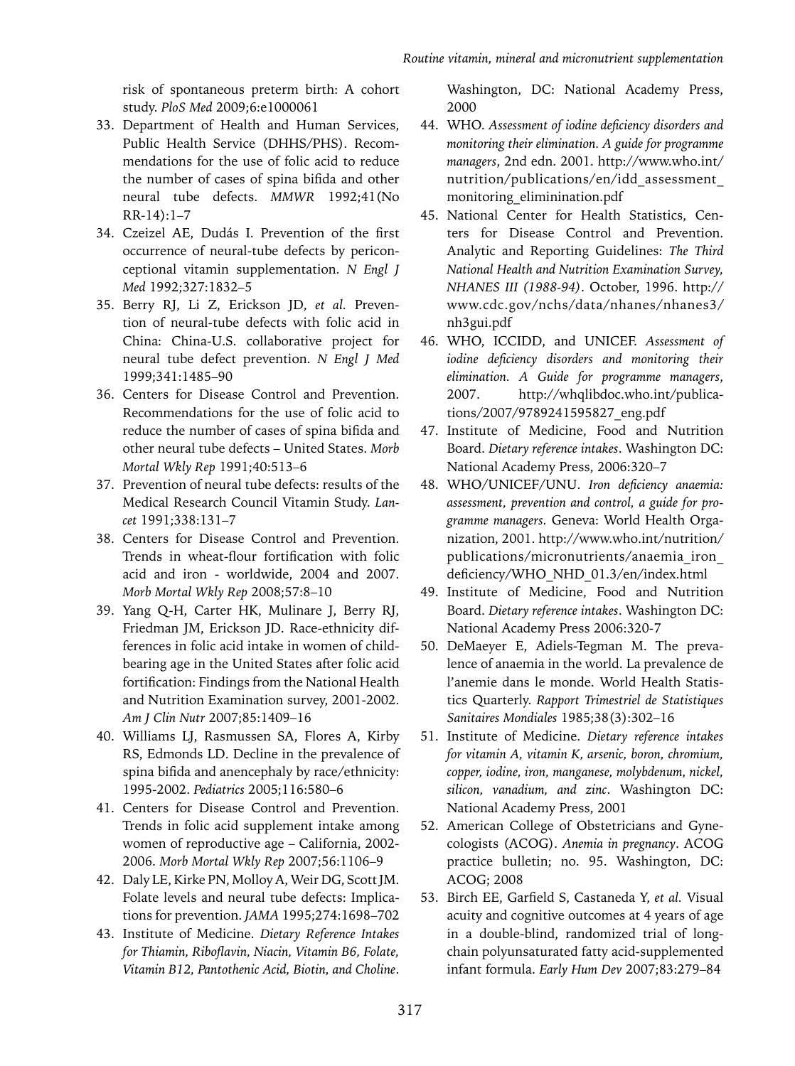risk of spontaneous preterm birth: A cohort study. *PloS Med* 2009;6:e1000061

33. Department of Health and Human Services, Public Health Service (DHHS/PHS). Recommendations for the use of folic acid to reduce the number of cases of spina bifida and other neural tube defects. *MMWR* 1992;41(No RR-14):1–7
34. Czeizel AE, Dudás I. Prevention of the first occurrence of neural-tube defects by periconceptional vitamin supplementation. *N Engl J Med* 1992;327:1832–5
35. Berry RJ, Li Z, Erickson JD, *et al.* Prevention of neural-tube defects with folic acid in China: China-U.S. collaborative project for neural tube defect prevention. *N Engl J Med* 1999;341:1485–90
36. Centers for Disease Control and Prevention. Recommendations for the use of folic acid to reduce the number of cases of spina bifida and other neural tube defects – United States. *Morb Mortal Wkly Rep* 1991;40:513–6
37. Prevention of neural tube defects: results of the Medical Research Council Vitamin Study. *Lancet* 1991;338:131–7
38. Centers for Disease Control and Prevention. Trends in wheat-flour fortification with folic acid and iron - worldwide, 2004 and 2007. *Morb Mortal Wkly Rep* 2008;57:8–10
39. Yang Q-H, Carter HK, Mulinare J, Berry RJ, Friedman JM, Erickson JD. Race-ethnicity differences in folic acid intake in women of childbearing age in the United States after folic acid fortification: Findings from the National Health and Nutrition Examination survey, 2001-2002. *Am J Clin Nutr* 2007;85:1409–16
40. Williams LJ, Rasmussen SA, Flores A, Kirby RS, Edmonds LD. Decline in the prevalence of spina bifida and anencephaly by race/ethnicity: 1995-2002. *Pediatrics* 2005;116:580–6
41. Centers for Disease Control and Prevention. Trends in folic acid supplement intake among women of reproductive age – California, 2002-2006. *Morb Mortal Wkly Rep* 2007;56:1106–9
42. Daly LE, Kirke PN, Molloy A, Weir DG, Scott JM. Folate levels and neural tube defects: Implications for prevention. *JAMA* 1995;274:1698–702
43. Institute of Medicine. *Dietary Reference Intakes for Thiamin, Riboflavin, Niacin, Vitamin B6, Folate, Vitamin B12, Pantothenic Acid, Biotin, and Choline*. Washington, DC: National Academy Press, 2000
44. WHO. *Assessment of iodine deficiency disorders and monitoring their elimination. A guide for programme managers*, 2nd edn. 2001. http://www.who.int/nutrition/publications/en/idd_assessment_monitoring_eliminination.pdf
45. National Center for Health Statistics, Centers for Disease Control and Prevention. Analytic and Reporting Guidelines: *The Third National Health and Nutrition Examination Survey, NHANES III (1988-94)*. October, 1996. http://www.cdc.gov/nchs/data/nhanes/nhanes3/nh3gui.pdf
46. WHO, ICCIDD, and UNICEF. *Assessment of iodine deficiency disorders and monitoring their elimination. A Guide for programme managers*, 2007. http://whqlibdoc.who.int/publications/2007/9789241595827_eng.pdf
47. Institute of Medicine, Food and Nutrition Board. *Dietary reference intakes*. Washington DC: National Academy Press, 2006:320–7
48. WHO/UNICEF/UNU. *Iron deficiency anaemia: assessment, prevention and control, a guide for programme managers*. Geneva: World Health Organization, 2001. http://www.who.int/nutrition/publications/micronutrients/anaemia_iron_deficiency/WHO_NHD_01.3/en/index.html
49. Institute of Medicine, Food and Nutrition Board. *Dietary reference intakes*. Washington DC: National Academy Press 2006:320-7
50. DeMaeyer E, Adiels-Tegman M. The prevalence of anaemia in the world. La prevalence de l'anemie dans le monde. World Health Statistics Quarterly. *Rapport Trimestriel de Statistiques Sanitaires Mondiales* 1985;38(3):302–16
51. Institute of Medicine. *Dietary reference intakes for vitamin A, vitamin K, arsenic, boron, chromium, copper, iodine, iron, manganese, molybdenum, nickel, silicon, vanadium, and zinc*. Washington DC: National Academy Press, 2001
52. American College of Obstetricians and Gynecologists (ACOG). *Anemia in pregnancy*. ACOG practice bulletin; no. 95. Washington, DC: ACOG; 2008
53. Birch EE, Garfield S, Castaneda Y, *et al.* Visual acuity and cognitive outcomes at 4 years of age in a double-blind, randomized trial of long-chain polyunsaturated fatty acid-supplemented infant formula. *Early Hum Dev* 2007;83:279–84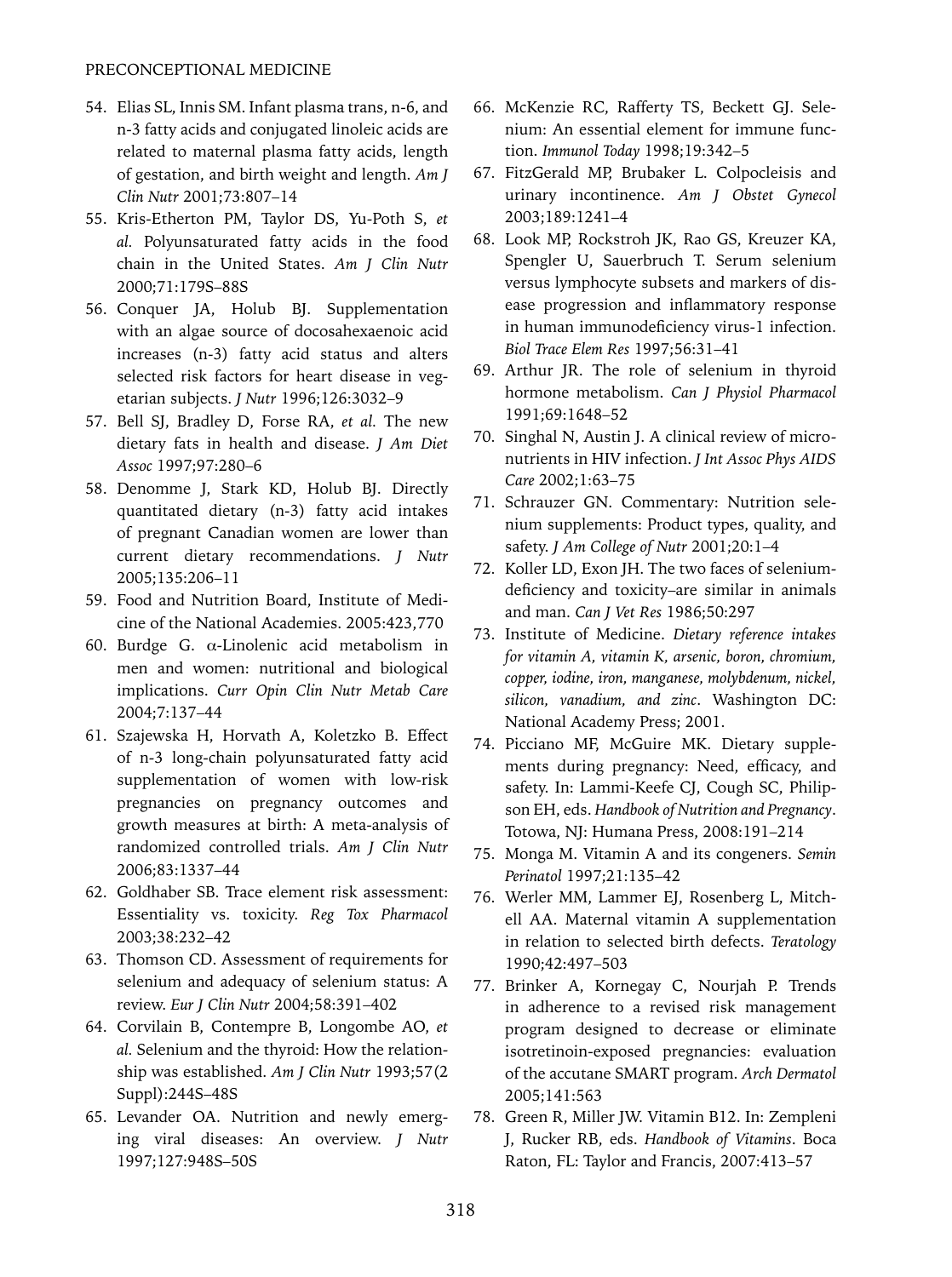54. Elias SL, Innis SM. Infant plasma trans, n-6, and n-3 fatty acids and conjugated linoleic acids are related to maternal plasma fatty acids, length of gestation, and birth weight and length. *Am J Clin Nutr* 2001;73:807–14
55. Kris-Etherton PM, Taylor DS, Yu-Poth S, *et al.* Polyunsaturated fatty acids in the food chain in the United States. *Am J Clin Nutr* 2000;71:179S–88S
56. Conquer JA, Holub BJ. Supplementation with an algae source of docosahexaenoic acid increases (n-3) fatty acid status and alters selected risk factors for heart disease in vegetarian subjects. *J Nutr* 1996;126:3032–9
57. Bell SJ, Bradley D, Forse RA, *et al.* The new dietary fats in health and disease. *J Am Diet Assoc* 1997;97:280–6
58. Denomme J, Stark KD, Holub BJ. Directly quantitated dietary (n-3) fatty acid intakes of pregnant Canadian women are lower than current dietary recommendations. *J Nutr* 2005;135:206–11
59. Food and Nutrition Board, Institute of Medicine of the National Academies. 2005:423,770
60. Burdge G. $\alpha$-Linolenic acid metabolism in men and women: nutritional and biological implications. *Curr Opin Clin Nutr Metab Care* 2004;7:137–44
61. Szajewska H, Horvath A, Koletzko B. Effect of n-3 long-chain polyunsaturated fatty acid supplementation of women with low-risk pregnancies on pregnancy outcomes and growth measures at birth: A meta-analysis of randomized controlled trials. *Am J Clin Nutr* 2006;83:1337–44
62. Goldhaber SB. Trace element risk assessment: Essentiality vs. toxicity. *Reg Tox Pharmacol* 2003;38:232–42
63. Thomson CD. Assessment of requirements for selenium and adequacy of selenium status: A review. *Eur J Clin Nutr* 2004;58:391–402
64. Corvilain B, Contempre B, Longombe AO, *et al.* Selenium and the thyroid: How the relationship was established. *Am J Clin Nutr* 1993;57(2 Suppl):244S–48S
65. Levander OA. Nutrition and newly emerging viral diseases: An overview. *J Nutr* 1997;127:948S–50S
66. McKenzie RC, Rafferty TS, Beckett GJ. Selenium: An essential element for immune function. *Immunol Today* 1998;19:342–5
67. FitzGerald MP, Brubaker L. Colpocleisis and urinary incontinence. *Am J Obstet Gynecol* 2003;189:1241–4
68. Look MP, Rockstroh JK, Rao GS, Kreuzer KA, Spengler U, Sauerbruch T. Serum selenium versus lymphocyte subsets and markers of disease progression and inflammatory response in human immunodeficiency virus-1 infection. *Biol Trace Elem Res* 1997;56:31–41
69. Arthur JR. The role of selenium in thyroid hormone metabolism. *Can J Physiol Pharmacol* 1991;69:1648–52
70. Singhal N, Austin J. A clinical review of micronutrients in HIV infection. *J Int Assoc Phys AIDS Care* 2002;1:63–75
71. Schrauzer GN. Commentary: Nutrition selenium supplements: Product types, quality, and safety. *J Am College of Nutr* 2001;20:1–4
72. Koller LD, Exon JH. The two faces of selenium-deficiency and toxicity–are similar in animals and man. *Can J Vet Res* 1986;50:297
73. Institute of Medicine. *Dietary reference intakes for vitamin A, vitamin K, arsenic, boron, chromium, copper, iodine, iron, manganese, molybdenum, nickel, silicon, vanadium, and zinc*. Washington DC: National Academy Press; 2001.
74. Picciano MF, McGuire MK. Dietary supplements during pregnancy: Need, efficacy, and safety. In: Lammi-Keefe CJ, Cough SC, Philipson EH, eds. *Handbook of Nutrition and Pregnancy*. Totowa, NJ: Humana Press, 2008:191–214
75. Monga M. Vitamin A and its congeners. *Semin Perinatol* 1997;21:135–42
76. Werler MM, Lammer EJ, Rosenberg L, Mitchell AA. Maternal vitamin A supplementation in relation to selected birth defects. *Teratology* 1990;42:497–503
77. Brinker A, Kornegay C, Nourjah P. Trends in adherence to a revised risk management program designed to decrease or eliminate isotretinoin-exposed pregnancies: evaluation of the accutane SMART program. *Arch Dermatol* 2005;141:563
78. Green R, Miller JW. Vitamin B12. In: Zempleni J, Rucker RB, eds. *Handbook of Vitamins*. Boca Raton, FL: Taylor and Francis, 2007:413–57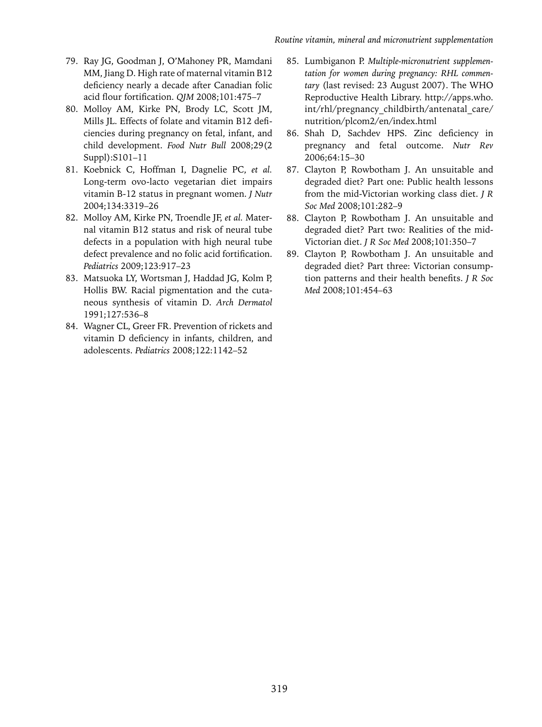79. Ray JG, Goodman J, O'Mahoney PR, Mamdani MM, Jiang D. High rate of maternal vitamin B12 deficiency nearly a decade after Canadian folic acid flour fortification. *QJM* 2008;101:475–7
80. Molloy AM, Kirke PN, Brody LC, Scott JM, Mills JL. Effects of folate and vitamin B12 deficiencies during pregnancy on fetal, infant, and child development. *Food Nutr Bull* 2008;29(2 Suppl):S101–11
81. Koebnick C, Hoffman I, Dagnelie PC, *et al.* Long-term ovo-lacto vegetarian diet impairs vitamin B-12 status in pregnant women. *J Nutr* 2004;134:3319–26
82. Molloy AM, Kirke PN, Troendle JF, *et al*. Maternal vitamin B12 status and risk of neural tube defects in a population with high neural tube defect prevalence and no folic acid fortification. *Pediatrics* 2009;123:917–23
83. Matsuoka LY, Wortsman J, Haddad JG, Kolm P, Hollis BW. Racial pigmentation and the cutaneous synthesis of vitamin D. *Arch Dermatol* 1991;127:536–8
84. Wagner CL, Greer FR. Prevention of rickets and vitamin D deficiency in infants, children, and adolescents. *Pediatrics* 2008;122:1142–52
85. Lumbiganon P. *Multiple-micronutrient supplementation for women during pregnancy: RHL commentary* (last revised: 23 August 2007). The WHO Reproductive Health Library. http://apps.who.int/rhl/pregnancy_childbirth/antenatal_care/nutrition/plcom2/en/index.html
86. Shah D, Sachdev HPS. Zinc deficiency in pregnancy and fetal outcome. *Nutr Rev* 2006;64:15–30
87. Clayton P, Rowbotham J. An unsuitable and degraded diet? Part one: Public health lessons from the mid-Victorian working class diet. *J R Soc Med* 2008;101:282–9
88. Clayton P, Rowbotham J. An unsuitable and degraded diet? Part two: Realities of the mid-Victorian diet. *J R Soc Med* 2008;101:350–7
89. Clayton P, Rowbotham J. An unsuitable and degraded diet? Part three: Victorian consumption patterns and their health benefits. *J R Soc Med* 2008;101:454–63